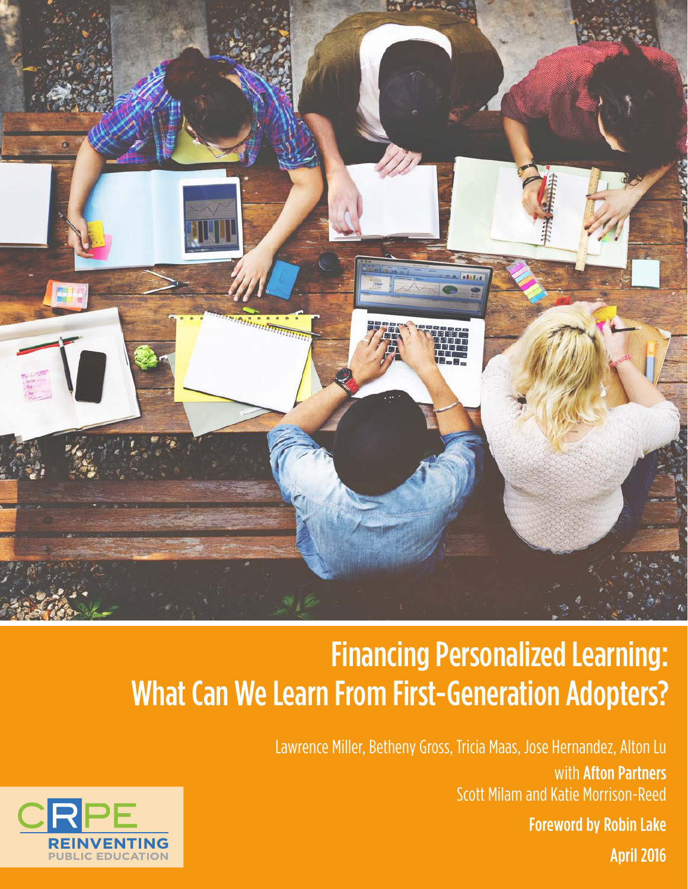# Financing Personalized Learning: What Can We Learn From First-Generation Adopters?

Lawrence Miller, Betheny Gross, Tricia Maas, Jose Hernandez, Alton Lu

with **Afton Partners**

Scott Milam and Katie Morrison-Reed

**Foreword by Robin Lake**

**April 2016**

CRPE
REINVENTING PUBLIC EDUCATION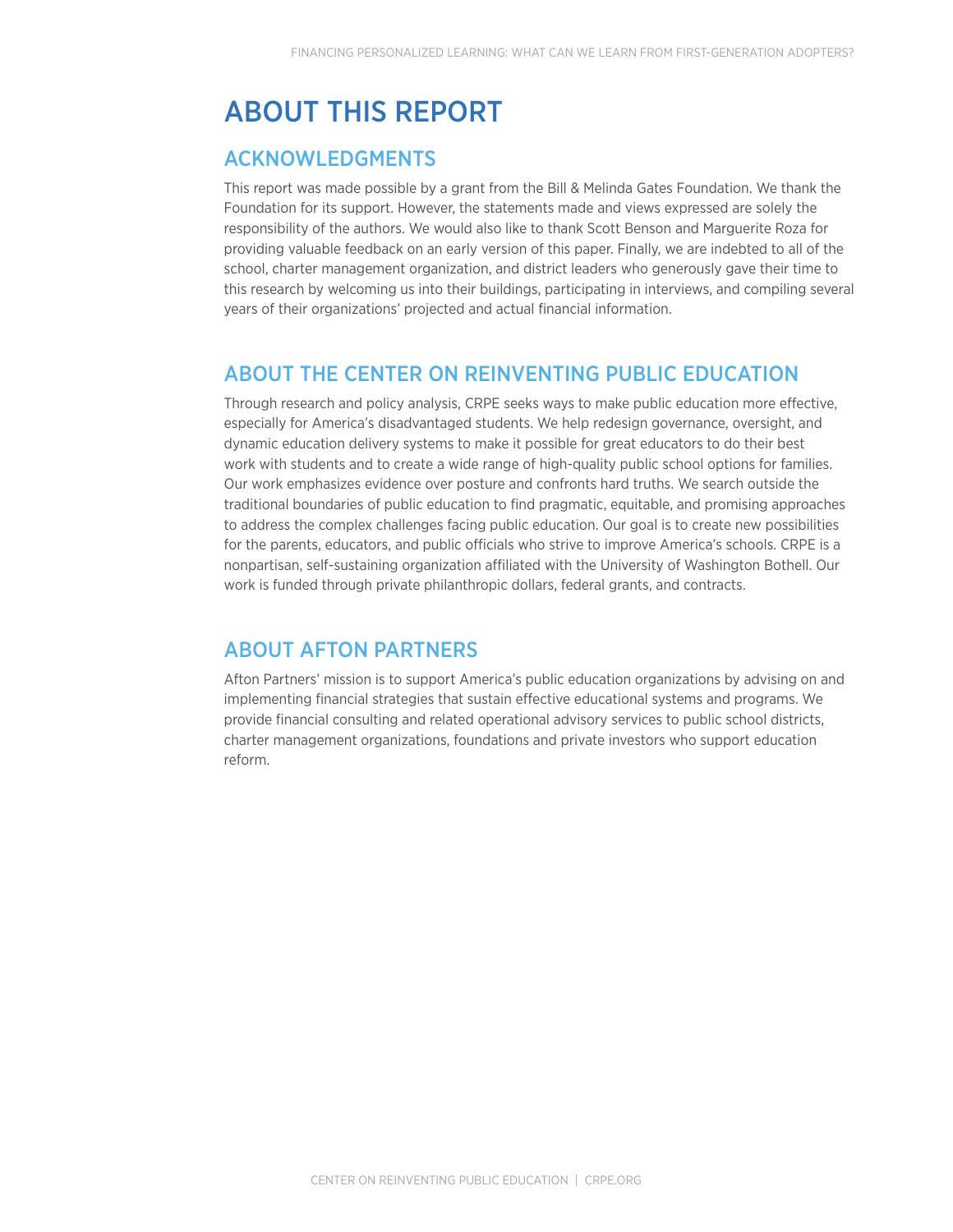# ABOUT THIS REPORT

## ACKNOWLEDGMENTS

This report was made possible by a grant from the Bill & Melinda Gates Foundation. We thank the Foundation for its support. However, the statements made and views expressed are solely the responsibility of the authors. We would also like to thank Scott Benson and Marguerite Roza for providing valuable feedback on an early version of this paper. Finally, we are indebted to all of the school, charter management organization, and district leaders who generously gave their time to this research by welcoming us into their buildings, participating in interviews, and compiling several years of their organizations' projected and actual financial information.

## ABOUT THE CENTER ON REINVENTING PUBLIC EDUCATION

Through research and policy analysis, CRPE seeks ways to make public education more effective, especially for America's disadvantaged students. We help redesign governance, oversight, and dynamic education delivery systems to make it possible for great educators to do their best work with students and to create a wide range of high-quality public school options for families. Our work emphasizes evidence over posture and confronts hard truths. We search outside the traditional boundaries of public education to find pragmatic, equitable, and promising approaches to address the complex challenges facing public education. Our goal is to create new possibilities for the parents, educators, and public officials who strive to improve America's schools. CRPE is a nonpartisan, self-sustaining organization affiliated with the University of Washington Bothell. Our work is funded through private philanthropic dollars, federal grants, and contracts.

## ABOUT AFTON PARTNERS

Afton Partners' mission is to support America's public education organizations by advising on and implementing financial strategies that sustain effective educational systems and programs. We provide financial consulting and related operational advisory services to public school districts, charter management organizations, foundations and private investors who support education reform.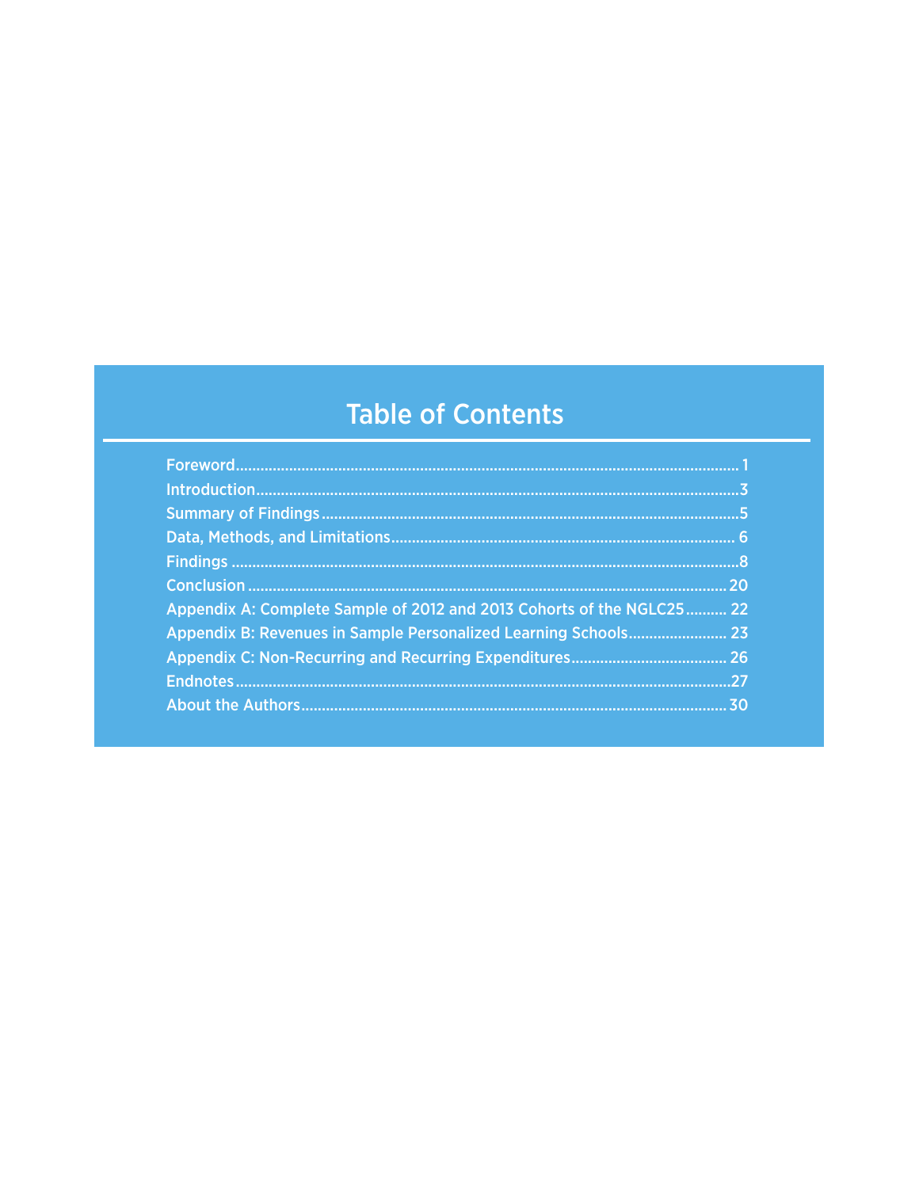# Table of Contents

- Foreword........................................................................................................................ 1
- Introduction....................................................................................................................3
- Summary of Findings....................................................................................................5
- Data, Methods, and Limitations................................................................................... 6
- Findings .........................................................................................................................8
- Conclusion ..................................................................................................................20
- Appendix A: Complete Sample of 2012 and 2013 Cohorts of the NGLC25.......... 22
- Appendix B: Revenues in Sample Personalized Learning Schools........................ 23
- Appendix C: Non-Recurring and Recurring Expenditures...................................... 26
- Endnotes......................................................................................................................27
- About the Authors......................................................................................................30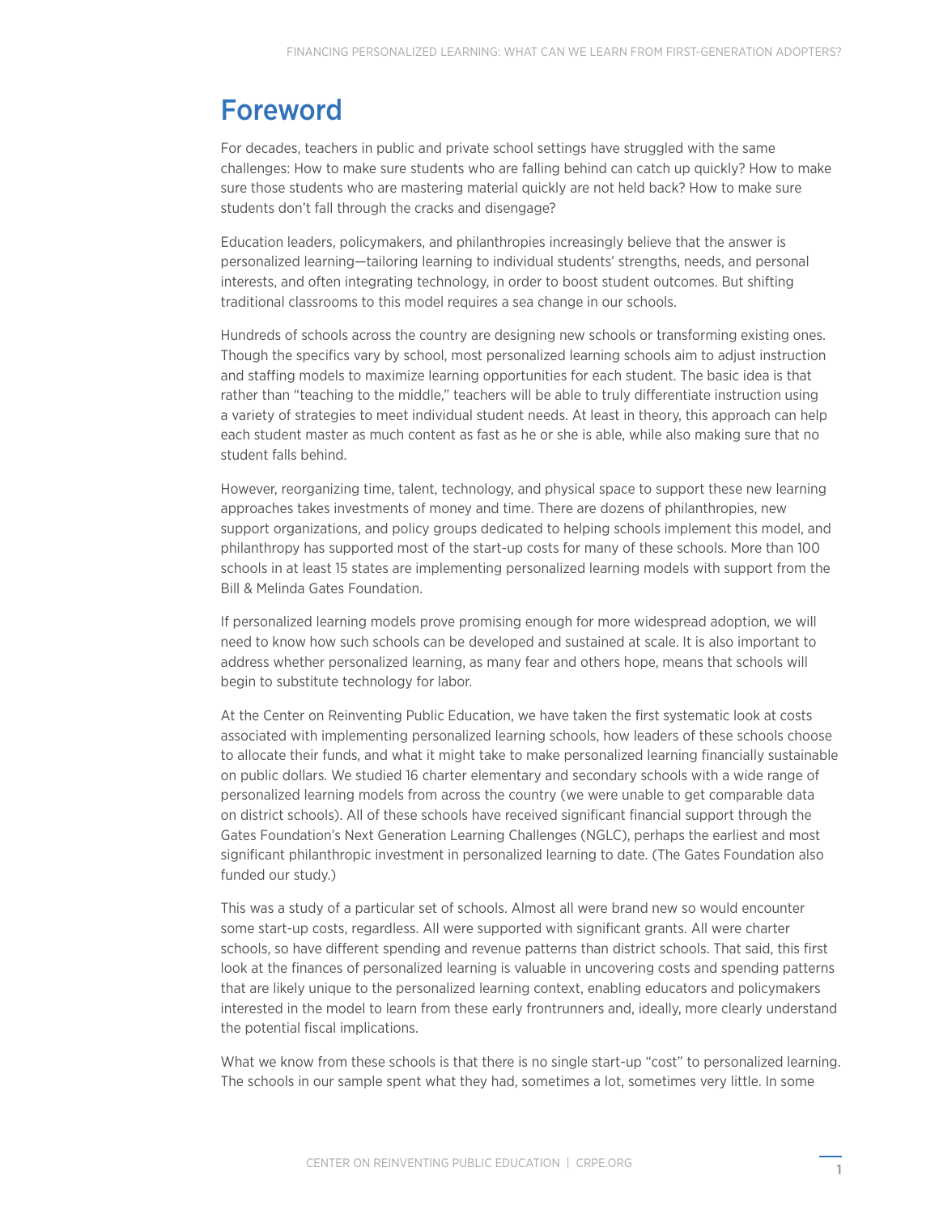# Foreword

For decades, teachers in public and private school settings have struggled with the same challenges: How to make sure students who are falling behind can catch up quickly? How to make sure those students who are mastering material quickly are not held back? How to make sure students don't fall through the cracks and disengage?

Education leaders, policymakers, and philanthropies increasingly believe that the answer is personalized learning—tailoring learning to individual students' strengths, needs, and personal interests, and often integrating technology, in order to boost student outcomes. But shifting traditional classrooms to this model requires a sea change in our schools.

Hundreds of schools across the country are designing new schools or transforming existing ones. Though the specifics vary by school, most personalized learning schools aim to adjust instruction and staffing models to maximize learning opportunities for each student. The basic idea is that rather than "teaching to the middle," teachers will be able to truly differentiate instruction using a variety of strategies to meet individual student needs. At least in theory, this approach can help each student master as much content as fast as he or she is able, while also making sure that no student falls behind.

However, reorganizing time, talent, technology, and physical space to support these new learning approaches takes investments of money and time. There are dozens of philanthropies, new support organizations, and policy groups dedicated to helping schools implement this model, and philanthropy has supported most of the start-up costs for many of these schools. More than 100 schools in at least 15 states are implementing personalized learning models with support from the Bill & Melinda Gates Foundation.

If personalized learning models prove promising enough for more widespread adoption, we will need to know how such schools can be developed and sustained at scale. It is also important to address whether personalized learning, as many fear and others hope, means that schools will begin to substitute technology for labor.

At the Center on Reinventing Public Education, we have taken the first systematic look at costs associated with implementing personalized learning schools, how leaders of these schools choose to allocate their funds, and what it might take to make personalized learning financially sustainable on public dollars. We studied 16 charter elementary and secondary schools with a wide range of personalized learning models from across the country (we were unable to get comparable data on district schools). All of these schools have received significant financial support through the Gates Foundation's Next Generation Learning Challenges (NGLC), perhaps the earliest and most significant philanthropic investment in personalized learning to date. (The Gates Foundation also funded our study.)

This was a study of a particular set of schools. Almost all were brand new so would encounter some start-up costs, regardless. All were supported with significant grants. All were charter schools, so have different spending and revenue patterns than district schools. That said, this first look at the finances of personalized learning is valuable in uncovering costs and spending patterns that are likely unique to the personalized learning context, enabling educators and policymakers interested in the model to learn from these early frontrunners and, ideally, more clearly understand the potential fiscal implications.

What we know from these schools is that there is no single start-up "cost" to personalized learning. The schools in our sample spent what they had, sometimes a lot, sometimes very little. In some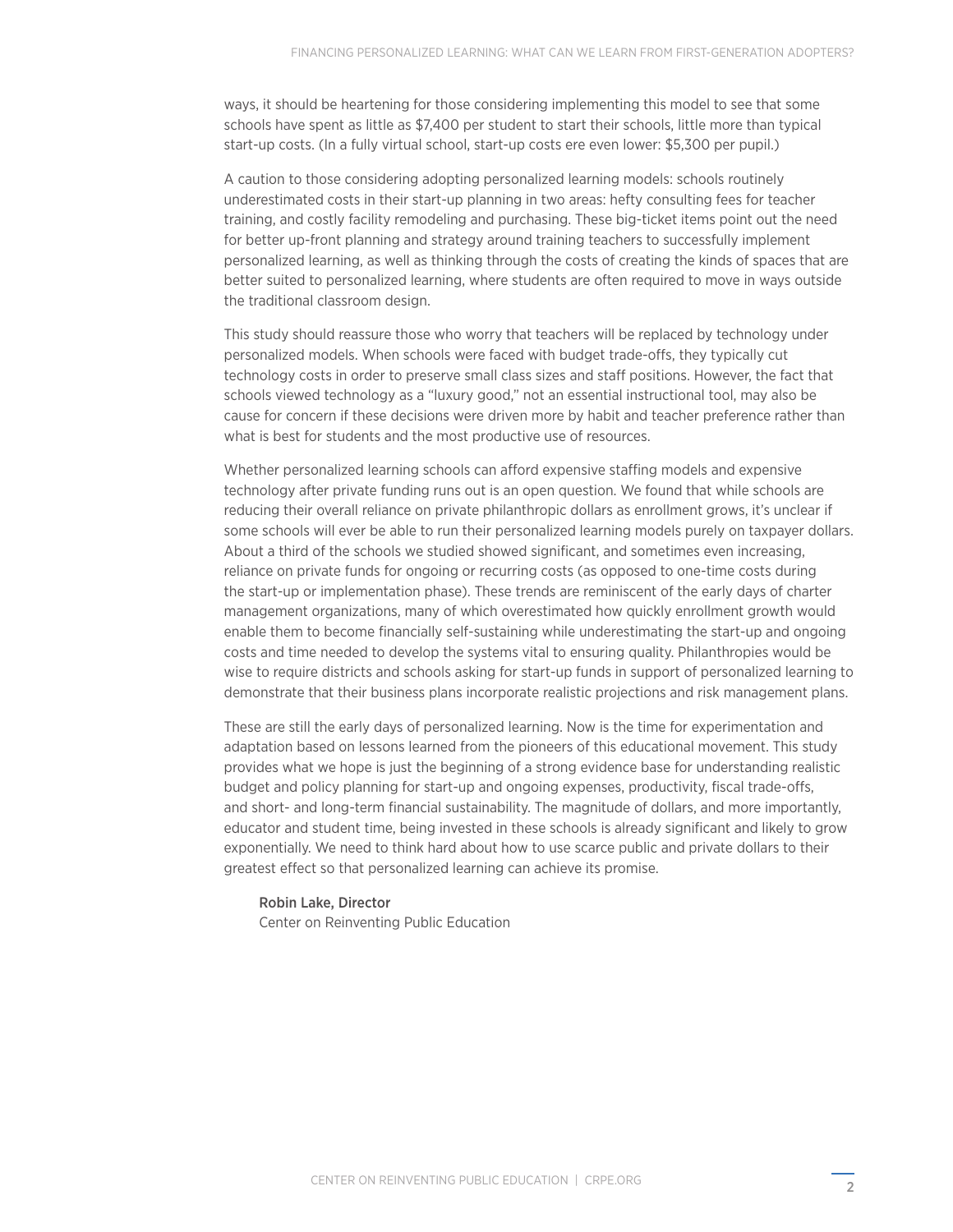ways, it should be heartening for those considering implementing this model to see that some schools have spent as little as $7,400 per student to start their schools, little more than typical start-up costs. (In a fully virtual school, start-up costs ere even lower: $5,300 per pupil.)

A caution to those considering adopting personalized learning models: schools routinely underestimated costs in their start-up planning in two areas: hefty consulting fees for teacher training, and costly facility remodeling and purchasing. These big-ticket items point out the need for better up-front planning and strategy around training teachers to successfully implement personalized learning, as well as thinking through the costs of creating the kinds of spaces that are better suited to personalized learning, where students are often required to move in ways outside the traditional classroom design.

This study should reassure those who worry that teachers will be replaced by technology under personalized models. When schools were faced with budget trade-offs, they typically cut technology costs in order to preserve small class sizes and staff positions. However, the fact that schools viewed technology as a "luxury good," not an essential instructional tool, may also be cause for concern if these decisions were driven more by habit and teacher preference rather than what is best for students and the most productive use of resources.

Whether personalized learning schools can afford expensive staffing models and expensive technology after private funding runs out is an open question. We found that while schools are reducing their overall reliance on private philanthropic dollars as enrollment grows, it's unclear if some schools will ever be able to run their personalized learning models purely on taxpayer dollars. About a third of the schools we studied showed significant, and sometimes even increasing, reliance on private funds for ongoing or recurring costs (as opposed to one-time costs during the start-up or implementation phase). These trends are reminiscent of the early days of charter management organizations, many of which overestimated how quickly enrollment growth would enable them to become financially self-sustaining while underestimating the start-up and ongoing costs and time needed to develop the systems vital to ensuring quality. Philanthropies would be wise to require districts and schools asking for start-up funds in support of personalized learning to demonstrate that their business plans incorporate realistic projections and risk management plans.

These are still the early days of personalized learning. Now is the time for experimentation and adaptation based on lessons learned from the pioneers of this educational movement. This study provides what we hope is just the beginning of a strong evidence base for understanding realistic budget and policy planning for start-up and ongoing expenses, productivity, fiscal trade-offs, and short- and long-term financial sustainability. The magnitude of dollars, and more importantly, educator and student time, being invested in these schools is already significant and likely to grow exponentially. We need to think hard about how to use scarce public and private dollars to their greatest effect so that personalized learning can achieve its promise.

Robin Lake, Director
Center on Reinventing Public Education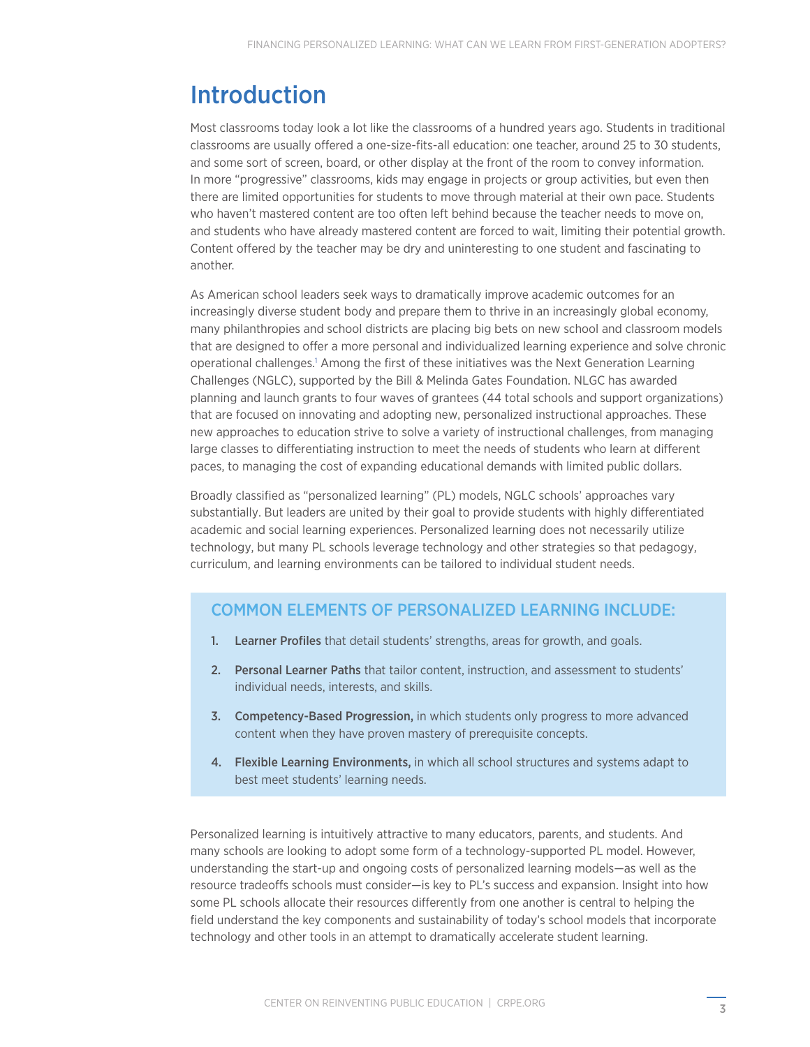# Introduction

Most classrooms today look a lot like the classrooms of a hundred years ago. Students in traditional classrooms are usually offered a one-size-fits-all education: one teacher, around 25 to 30 students, and some sort of screen, board, or other display at the front of the room to convey information. In more "progressive" classrooms, kids may engage in projects or group activities, but even then there are limited opportunities for students to move through material at their own pace. Students who haven't mastered content are too often left behind because the teacher needs to move on, and students who have already mastered content are forced to wait, limiting their potential growth. Content offered by the teacher may be dry and uninteresting to one student and fascinating to another.

As American school leaders seek ways to dramatically improve academic outcomes for an increasingly diverse student body and prepare them to thrive in an increasingly global economy, many philanthropies and school districts are placing big bets on new school and classroom models that are designed to offer a more personal and individualized learning experience and solve chronic operational challenges.[1] Among the first of these initiatives was the Next Generation Learning Challenges (NGLC), supported by the Bill & Melinda Gates Foundation. NLGC has awarded planning and launch grants to four waves of grantees (44 total schools and support organizations) that are focused on innovating and adopting new, personalized instructional approaches. These new approaches to education strive to solve a variety of instructional challenges, from managing large classes to differentiating instruction to meet the needs of students who learn at different paces, to managing the cost of expanding educational demands with limited public dollars.

Broadly classified as "personalized learning" (PL) models, NGLC schools' approaches vary substantially. But leaders are united by their goal to provide students with highly differentiated academic and social learning experiences. Personalized learning does not necessarily utilize technology, but many PL schools leverage technology and other strategies so that pedagogy, curriculum, and learning environments can be tailored to individual student needs.

## COMMON ELEMENTS OF PERSONALIZED LEARNING INCLUDE:

1. **Learner Profiles** that detail students' strengths, areas for growth, and goals.
2. **Personal Learner Paths** that tailor content, instruction, and assessment to students' individual needs, interests, and skills.
3. **Competency-Based Progression,** in which students only progress to more advanced content when they have proven mastery of prerequisite concepts.
4. **Flexible Learning Environments,** in which all school structures and systems adapt to best meet students' learning needs.

Personalized learning is intuitively attractive to many educators, parents, and students. And many schools are looking to adopt some form of a technology-supported PL model. However, understanding the start-up and ongoing costs of personalized learning models—as well as the resource tradeoffs schools must consider—is key to PL's success and expansion. Insight into how some PL schools allocate their resources differently from one another is central to helping the field understand the key components and sustainability of today's school models that incorporate technology and other tools in an attempt to dramatically accelerate student learning.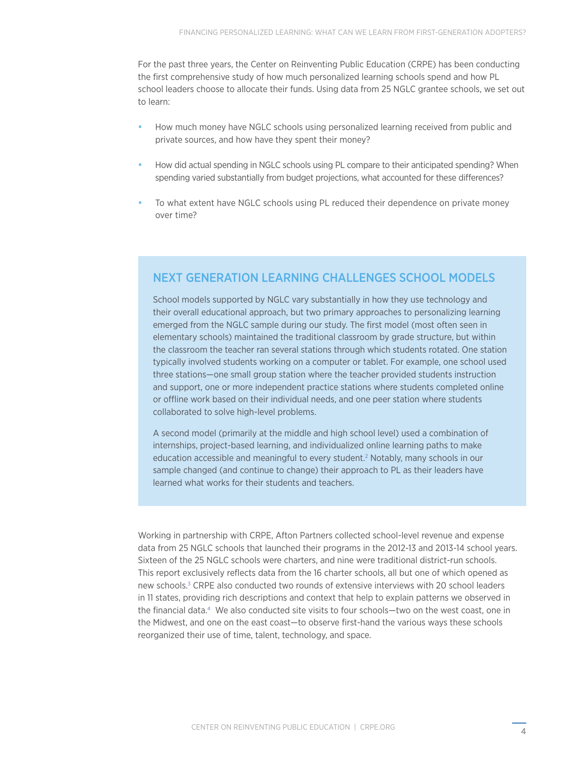For the past three years, the Center on Reinventing Public Education (CRPE) has been conducting the first comprehensive study of how much personalized learning schools spend and how PL school leaders choose to allocate their funds. Using data from 25 NGLC grantee schools, we set out to learn:

- How much money have NGLC schools using personalized learning received from public and private sources, and how have they spent their money?
- How did actual spending in NGLC schools using PL compare to their anticipated spending? When spending varied substantially from budget projections, what accounted for these differences?
- To what extent have NGLC schools using PL reduced their dependence on private money over time?

## NEXT GENERATION LEARNING CHALLENGES SCHOOL MODELS

School models supported by NGLC vary substantially in how they use technology and their overall educational approach, but two primary approaches to personalizing learning emerged from the NGLC sample during our study. The first model (most often seen in elementary schools) maintained the traditional classroom by grade structure, but within the classroom the teacher ran several stations through which students rotated. One station typically involved students working on a computer or tablet. For example, one school used three stations—one small group station where the teacher provided students instruction and support, one or more independent practice stations where students completed online or offline work based on their individual needs, and one peer station where students collaborated to solve high-level problems.

A second model (primarily at the middle and high school level) used a combination of internships, project-based learning, and individualized online learning paths to make education accessible and meaningful to every student.[2] Notably, many schools in our sample changed (and continue to change) their approach to PL as their leaders have learned what works for their students and teachers.

Working in partnership with CRPE, Afton Partners collected school-level revenue and expense data from 25 NGLC schools that launched their programs in the 2012-13 and 2013-14 school years. Sixteen of the 25 NGLC schools were charters, and nine were traditional district-run schools. This report exclusively reflects data from the 16 charter schools, all but one of which opened as new schools.[3] CRPE also conducted two rounds of extensive interviews with 20 school leaders in 11 states, providing rich descriptions and context that help to explain patterns we observed in the financial data.[4] We also conducted site visits to four schools—two on the west coast, one in the Midwest, and one on the east coast—to observe first-hand the various ways these schools reorganized their use of time, talent, technology, and space.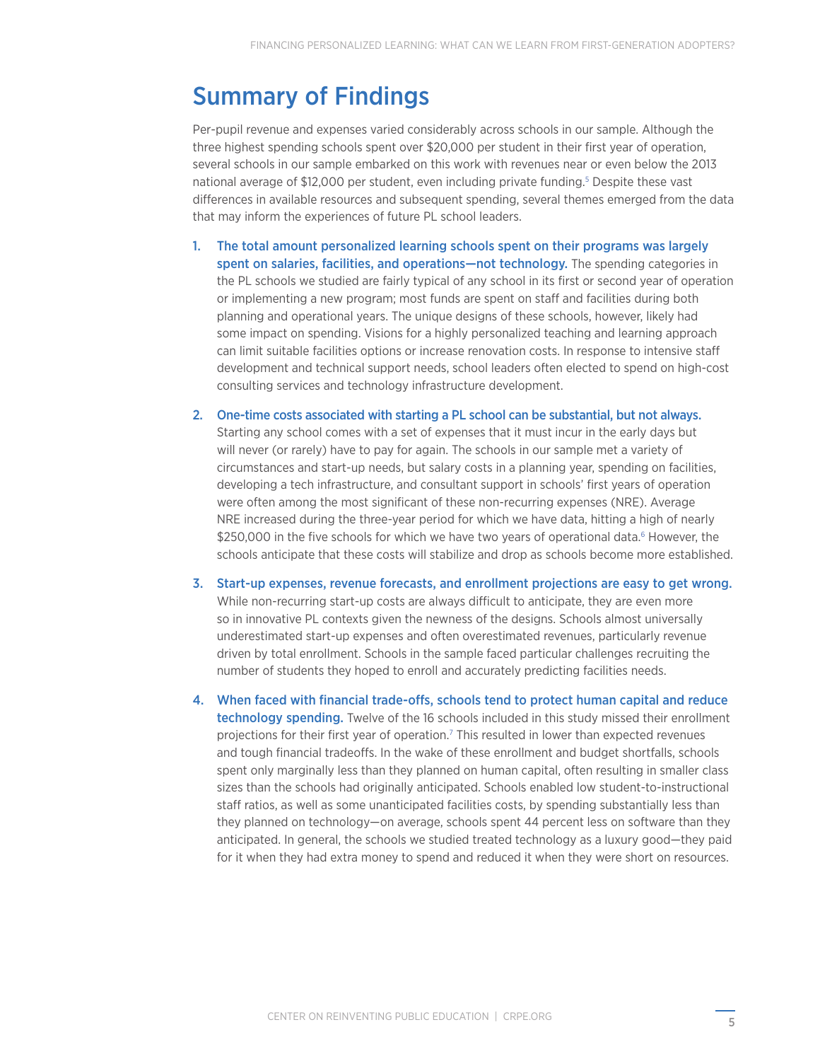## Summary of Findings

Per-pupil revenue and expenses varied considerably across schools in our sample. Although the three highest spending schools spent over $20,000 per student in their first year of operation, several schools in our sample embarked on this work with revenues near or even below the 2013 national average of $12,000 per student, even including private funding.[5] Despite these vast differences in available resources and subsequent spending, several themes emerged from the data that may inform the experiences of future PL school leaders.

1. **The total amount personalized learning schools spent on their programs was largely spent on salaries, facilities, and operations—not technology.** The spending categories in the PL schools we studied are fairly typical of any school in its first or second year of operation or implementing a new program; most funds are spent on staff and facilities during both planning and operational years. The unique designs of these schools, however, likely had some impact on spending. Visions for a highly personalized teaching and learning approach can limit suitable facilities options or increase renovation costs. In response to intensive staff development and technical support needs, school leaders often elected to spend on high-cost consulting services and technology infrastructure development.

2. **One-time costs associated with starting a PL school can be substantial, but not always.** Starting any school comes with a set of expenses that it must incur in the early days but will never (or rarely) have to pay for again. The schools in our sample met a variety of circumstances and start-up needs, but salary costs in a planning year, spending on facilities, developing a tech infrastructure, and consultant support in schools' first years of operation were often among the most significant of these non-recurring expenses (NRE). Average NRE increased during the three-year period for which we have data, hitting a high of nearly $250,000 in the five schools for which we have two years of operational data.[6] However, the schools anticipate that these costs will stabilize and drop as schools become more established.

3. **Start-up expenses, revenue forecasts, and enrollment projections are easy to get wrong.** While non-recurring start-up costs are always difficult to anticipate, they are even more so in innovative PL contexts given the newness of the designs. Schools almost universally underestimated start-up expenses and often overestimated revenues, particularly revenue driven by total enrollment. Schools in the sample faced particular challenges recruiting the number of students they hoped to enroll and accurately predicting facilities needs.

4. **When faced with financial trade-offs, schools tend to protect human capital and reduce technology spending.** Twelve of the 16 schools included in this study missed their enrollment projections for their first year of operation.[7] This resulted in lower than expected revenues and tough financial tradeoffs. In the wake of these enrollment and budget shortfalls, schools spent only marginally less than they planned on human capital, often resulting in smaller class sizes than the schools had originally anticipated. Schools enabled low student-to-instructional staff ratios, as well as some unanticipated facilities costs, by spending substantially less than they planned on technology—on average, schools spent 44 percent less on software than they anticipated. In general, the schools we studied treated technology as a luxury good—they paid for it when they had extra money to spend and reduced it when they were short on resources.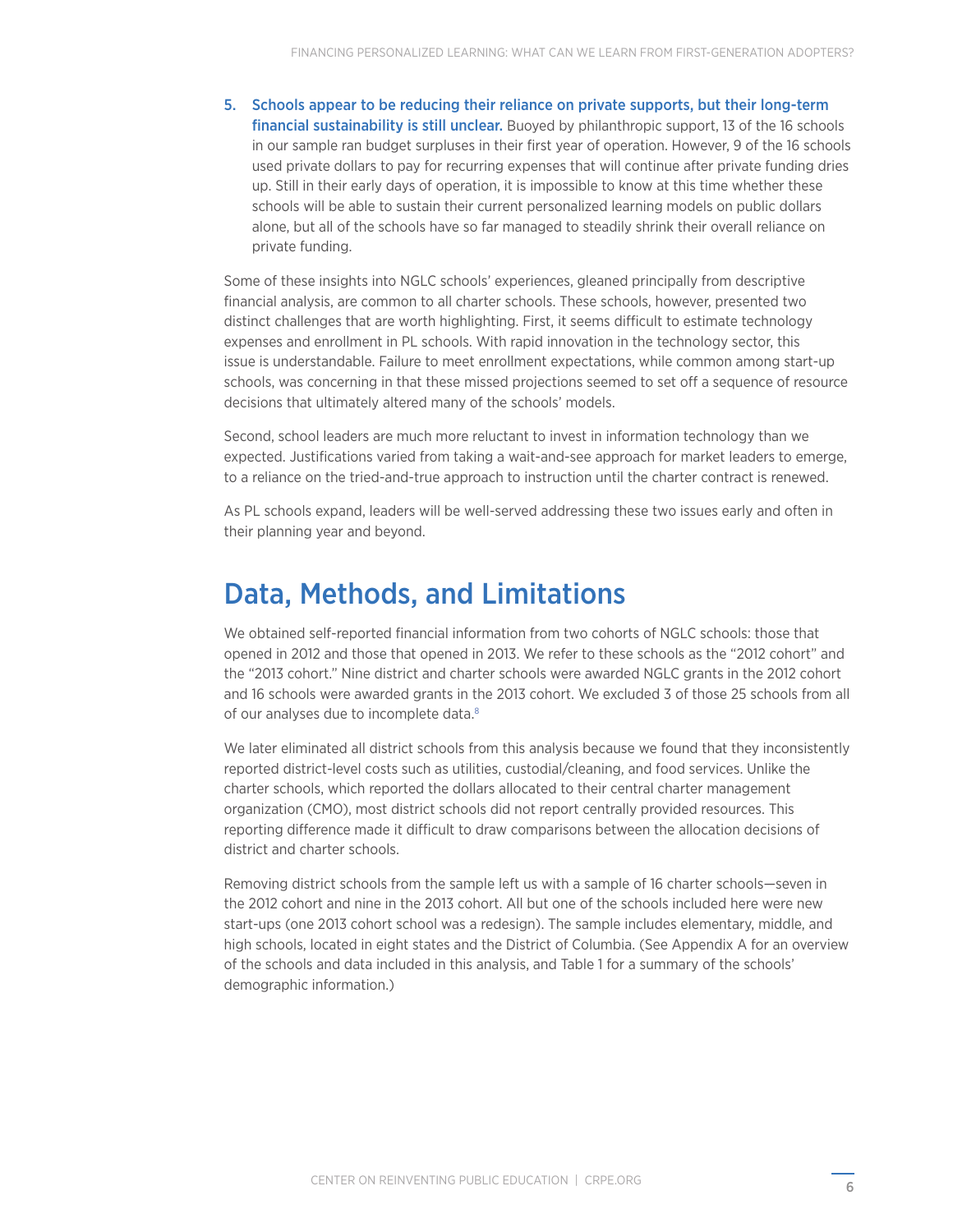5. **Schools appear to be reducing their reliance on private supports, but their long-term financial sustainability is still unclear.** Buoyed by philanthropic support, 13 of the 16 schools in our sample ran budget surpluses in their first year of operation. However, 9 of the 16 schools used private dollars to pay for recurring expenses that will continue after private funding dries up. Still in their early days of operation, it is impossible to know at this time whether these schools will be able to sustain their current personalized learning models on public dollars alone, but all of the schools have so far managed to steadily shrink their overall reliance on private funding.

Some of these insights into NGLC schools' experiences, gleaned principally from descriptive financial analysis, are common to all charter schools. These schools, however, presented two distinct challenges that are worth highlighting. First, it seems difficult to estimate technology expenses and enrollment in PL schools. With rapid innovation in the technology sector, this issue is understandable. Failure to meet enrollment expectations, while common among start-up schools, was concerning in that these missed projections seemed to set off a sequence of resource decisions that ultimately altered many of the schools' models.

Second, school leaders are much more reluctant to invest in information technology than we expected. Justifications varied from taking a wait-and-see approach for market leaders to emerge, to a reliance on the tried-and-true approach to instruction until the charter contract is renewed.

As PL schools expand, leaders will be well-served addressing these two issues early and often in their planning year and beyond.

## Data, Methods, and Limitations

We obtained self-reported financial information from two cohorts of NGLC schools: those that opened in 2012 and those that opened in 2013. We refer to these schools as the "2012 cohort" and the "2013 cohort." Nine district and charter schools were awarded NGLC grants in the 2012 cohort and 16 schools were awarded grants in the 2013 cohort. We excluded 3 of those 25 schools from all of our analyses due to incomplete data.[8]

We later eliminated all district schools from this analysis because we found that they inconsistently reported district-level costs such as utilities, custodial/cleaning, and food services. Unlike the charter schools, which reported the dollars allocated to their central charter management organization (CMO), most district schools did not report centrally provided resources. This reporting difference made it difficult to draw comparisons between the allocation decisions of district and charter schools.

Removing district schools from the sample left us with a sample of 16 charter schools—seven in the 2012 cohort and nine in the 2013 cohort. All but one of the schools included here were new start-ups (one 2013 cohort school was a redesign). The sample includes elementary, middle, and high schools, located in eight states and the District of Columbia. (See Appendix A for an overview of the schools and data included in this analysis, and Table 1 for a summary of the schools' demographic information.)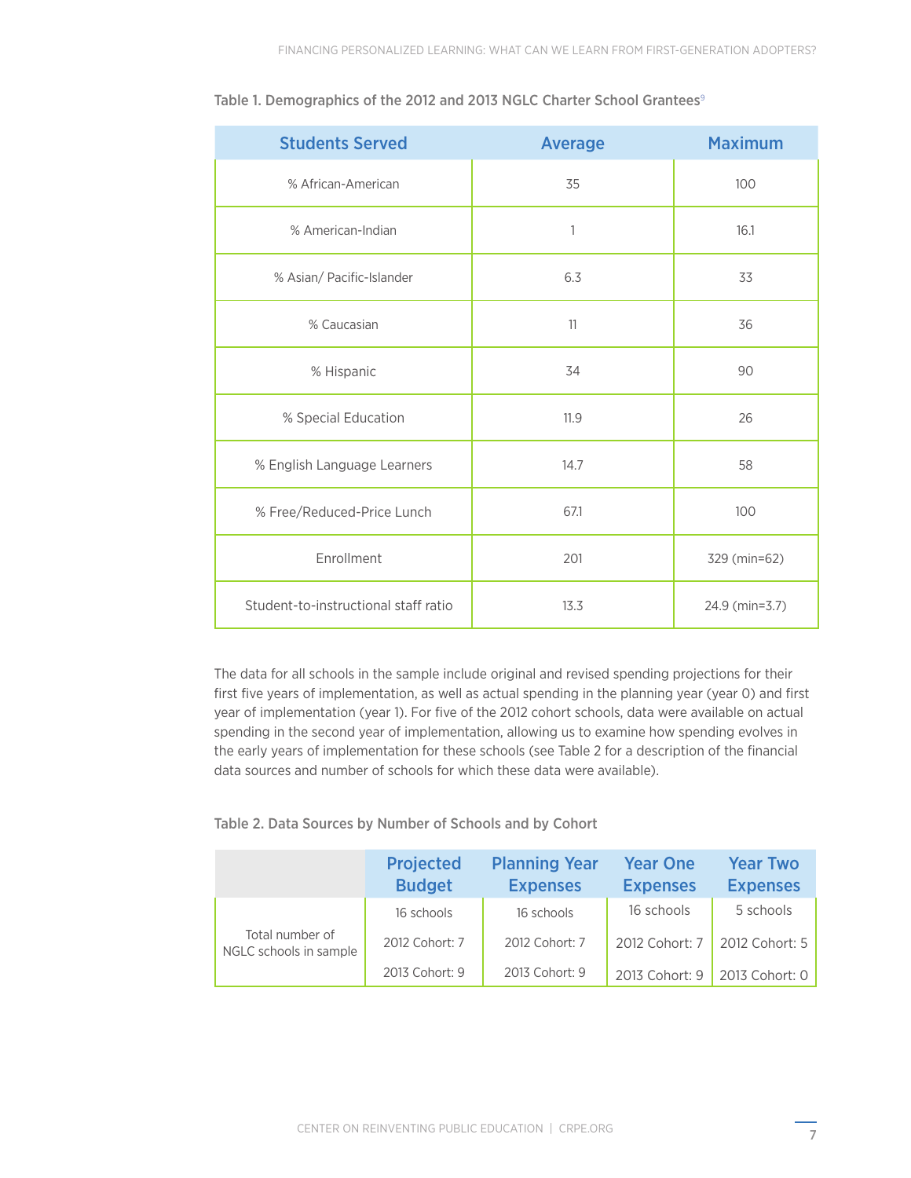Table 1. Demographics of the 2012 and 2013 NGLC Charter School Grantees[9]

| Students Served | Average | Maximum |
|---|---|---|
| % African-American | 35 | 100 |
| % American-Indian | 1 | 16.1 |
| % Asian/ Pacific-Islander | 6.3 | 33 |
| % Caucasian | 11 | 36 |
| % Hispanic | 34 | 90 |
| % Special Education | 11.9 | 26 |
| % English Language Learners | 14.7 | 58 |
| % Free/Reduced-Price Lunch | 67.1 | 100 |
| Enrollment | 201 | 329 (min=62) |
| Student-to-instructional staff ratio | 13.3 | 24.9 (min=3.7) |

The data for all schools in the sample include original and revised spending projections for their first five years of implementation, as well as actual spending in the planning year (year 0) and first year of implementation (year 1). For five of the 2012 cohort schools, data were available on actual spending in the second year of implementation, allowing us to examine how spending evolves in the early years of implementation for these schools (see Table 2 for a description of the financial data sources and number of schools for which these data were available).

Table 2. Data Sources by Number of Schools and by Cohort

| | Projected Budget | Planning Year Expenses | Year One Expenses | Year Two Expenses |
|---|---|---|---|---|
| Total number of NGLC schools in sample | 16 schools<br>2012 Cohort: 7<br>2013 Cohort: 9 | 16 schools<br>2012 Cohort: 7<br>2013 Cohort: 9 | 16 schools<br>2012 Cohort: 7<br>2013 Cohort: 9 | 5 schools<br>2012 Cohort: 5<br>2013 Cohort: 0 |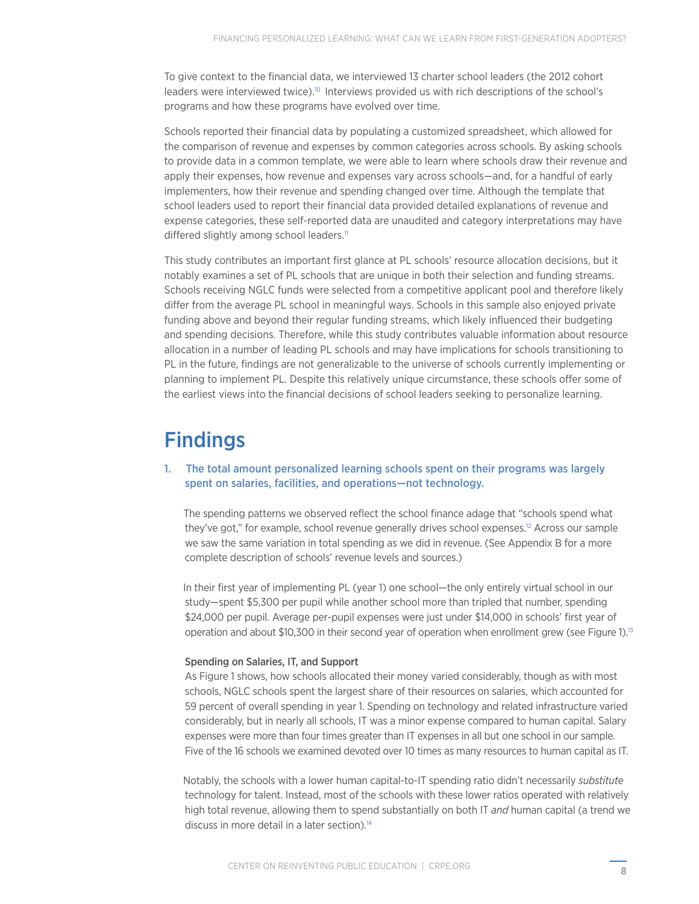To give context to the financial data, we interviewed 13 charter school leaders (the 2012 cohort leaders were interviewed twice).[10] Interviews provided us with rich descriptions of the school's programs and how these programs have evolved over time.

Schools reported their financial data by populating a customized spreadsheet, which allowed for the comparison of revenue and expenses by common categories across schools. By asking schools to provide data in a common template, we were able to learn where schools draw their revenue and apply their expenses, how revenue and expenses vary across schools—and, for a handful of early implementers, how their revenue and spending changed over time. Although the template that school leaders used to report their financial data provided detailed explanations of revenue and expense categories, these self-reported data are unaudited and category interpretations may have differed slightly among school leaders.[11]

This study contributes an important first glance at PL schools' resource allocation decisions, but it notably examines a set of PL schools that are unique in both their selection and funding streams. Schools receiving NGLC funds were selected from a competitive applicant pool and therefore likely differ from the average PL school in meaningful ways. Schools in this sample also enjoyed private funding above and beyond their regular funding streams, which likely influenced their budgeting and spending decisions. Therefore, while this study contributes valuable information about resource allocation in a number of leading PL schools and may have implications for schools transitioning to PL in the future, findings are not generalizable to the universe of schools currently implementing or planning to implement PL. Despite this relatively unique circumstance, these schools offer some of the earliest views into the financial decisions of school leaders seeking to personalize learning.

# Findings

## 1. The total amount personalized learning schools spent on their programs was largely spent on salaries, facilities, and operations—not technology.

The spending patterns we observed reflect the school finance adage that "schools spend what they've got," for example, school revenue generally drives school expenses.[12] Across our sample we saw the same variation in total spending as we did in revenue. (See Appendix B for a more complete description of schools' revenue levels and sources.)

In their first year of implementing PL (year 1) one school—the only entirely virtual school in our study—spent $5,300 per pupil while another school more than tripled that number, spending $24,000 per pupil. Average per-pupil expenses were just under $14,000 in schools' first year of operation and about $10,300 in their second year of operation when enrollment grew (see Figure 1).[13]

### Spending on Salaries, IT, and Support

As Figure 1 shows, how schools allocated their money varied considerably, though as with most schools, NGLC schools spent the largest share of their resources on salaries, which accounted for 59 percent of overall spending in year 1. Spending on technology and related infrastructure varied considerably, but in nearly all schools, IT was a minor expense compared to human capital. Salary expenses were more than four times greater than IT expenses in all but one school in our sample. Five of the 16 schools we examined devoted over 10 times as many resources to human capital as IT.

Notably, the schools with a lower human capital-to-IT spending ratio didn't necessarily *substitute* technology for talent. Instead, most of the schools with these lower ratios operated with relatively high total revenue, allowing them to spend substantially on both IT *and* human capital (a trend we discuss in more detail in a later section).[14]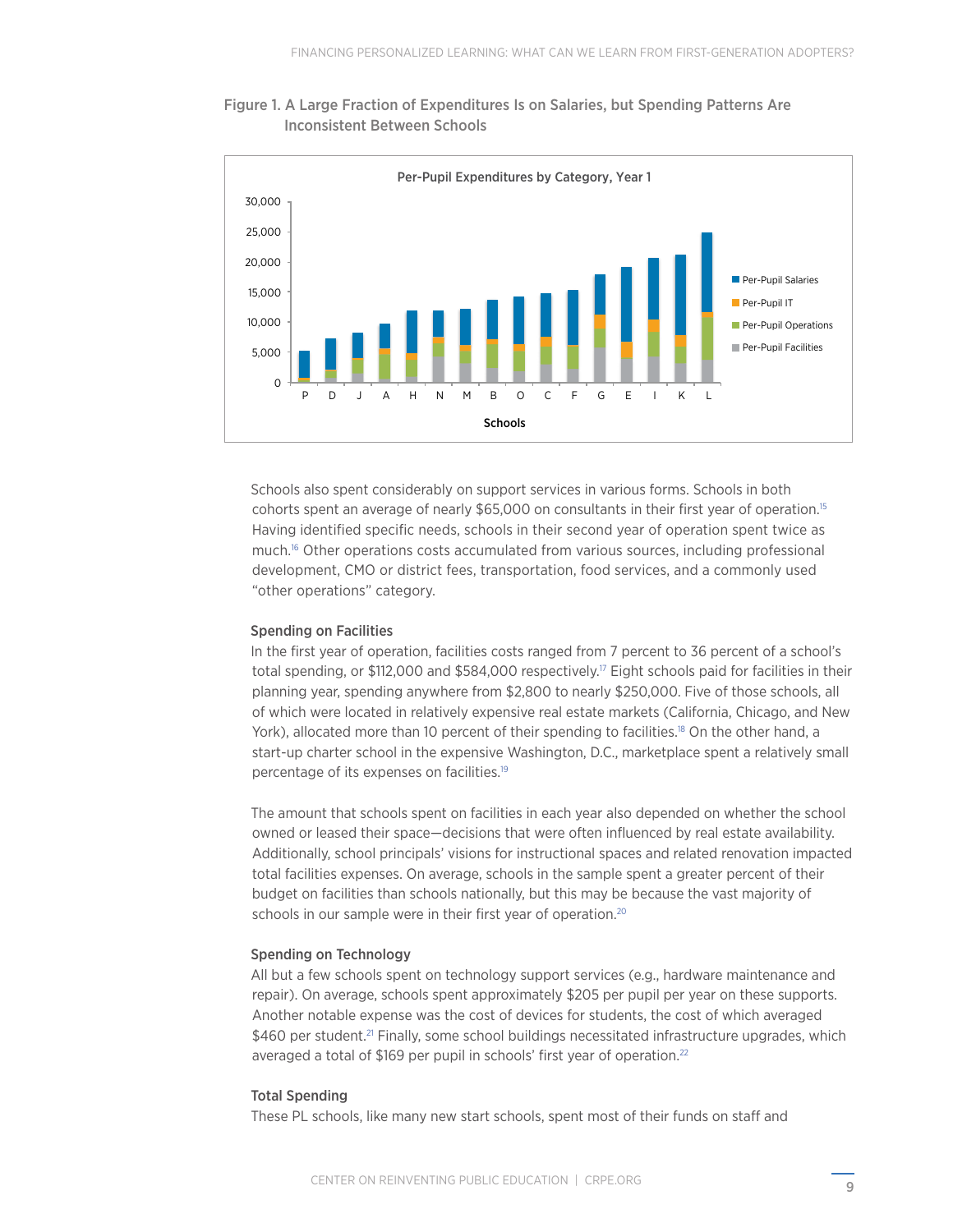Figure 1. A Large Fraction of Expenditures Is on Salaries, but Spending Patterns Are Inconsistent Between Schools

Schools also spent considerably on support services in various forms. Schools in both cohorts spent an average of nearly $65,000 on consultants in their first year of operation.[15] Having identified specific needs, schools in their second year of operation spent twice as much.[16] Other operations costs accumulated from various sources, including professional development, CMO or district fees, transportation, food services, and a commonly used "other operations" category.

### Spending on Facilities

In the first year of operation, facilities costs ranged from 7 percent to 36 percent of a school's total spending, or $112,000 and $584,000 respectively.[17] Eight schools paid for facilities in their planning year, spending anywhere from $2,800 to nearly $250,000. Five of those schools, all of which were located in relatively expensive real estate markets (California, Chicago, and New York), allocated more than 10 percent of their spending to facilities.[18] On the other hand, a start-up charter school in the expensive Washington, D.C., marketplace spent a relatively small percentage of its expenses on facilities.[19]

The amount that schools spent on facilities in each year also depended on whether the school owned or leased their space—decisions that were often influenced by real estate availability. Additionally, school principals' visions for instructional spaces and related renovation impacted total facilities expenses. On average, schools in the sample spent a greater percent of their budget on facilities than schools nationally, but this may be because the vast majority of schools in our sample were in their first year of operation.[20]

### Spending on Technology

All but a few schools spent on technology support services (e.g., hardware maintenance and repair). On average, schools spent approximately $205 per pupil per year on these supports. Another notable expense was the cost of devices for students, the cost of which averaged $460 per student.[21] Finally, some school buildings necessitated infrastructure upgrades, which averaged a total of $169 per pupil in schools' first year of operation.[22]

### Total Spending

These PL schools, like many new start schools, spent most of their funds on staff and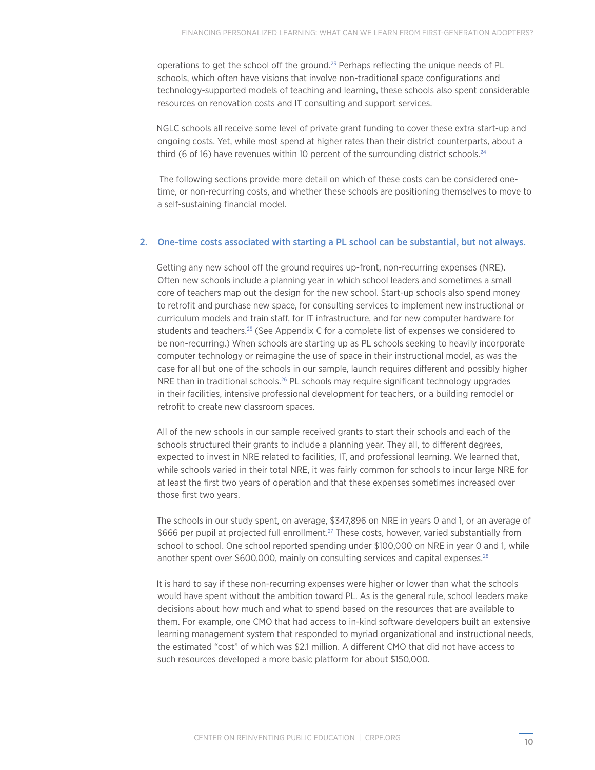operations to get the school off the ground.[23] Perhaps reflecting the unique needs of PL schools, which often have visions that involve non-traditional space configurations and technology-supported models of teaching and learning, these schools also spent considerable resources on renovation costs and IT consulting and support services.

NGLC schools all receive some level of private grant funding to cover these extra start-up and ongoing costs. Yet, while most spend at higher rates than their district counterparts, about a third (6 of 16) have revenues within 10 percent of the surrounding district schools.[24]

The following sections provide more detail on which of these costs can be considered one-time, or non-recurring costs, and whether these schools are positioning themselves to move to a self-sustaining financial model.

## 2. One-time costs associated with starting a PL school can be substantial, but not always.

Getting any new school off the ground requires up-front, non-recurring expenses (NRE). Often new schools include a planning year in which school leaders and sometimes a small core of teachers map out the design for the new school. Start-up schools also spend money to retrofit and purchase new space, for consulting services to implement new instructional or curriculum models and train staff, for IT infrastructure, and for new computer hardware for students and teachers.[25] (See Appendix C for a complete list of expenses we considered to be non-recurring.) When schools are starting up as PL schools seeking to heavily incorporate computer technology or reimagine the use of space in their instructional model, as was the case for all but one of the schools in our sample, launch requires different and possibly higher NRE than in traditional schools.[26] PL schools may require significant technology upgrades in their facilities, intensive professional development for teachers, or a building remodel or retrofit to create new classroom spaces.

All of the new schools in our sample received grants to start their schools and each of the schools structured their grants to include a planning year. They all, to different degrees, expected to invest in NRE related to facilities, IT, and professional learning. We learned that, while schools varied in their total NRE, it was fairly common for schools to incur large NRE for at least the first two years of operation and that these expenses sometimes increased over those first two years.

The schools in our study spent, on average, $347,896 on NRE in years 0 and 1, or an average of $666 per pupil at projected full enrollment.[27] These costs, however, varied substantially from school to school. One school reported spending under $100,000 on NRE in year 0 and 1, while another spent over $600,000, mainly on consulting services and capital expenses.[28]

It is hard to say if these non-recurring expenses were higher or lower than what the schools would have spent without the ambition toward PL. As is the general rule, school leaders make decisions about how much and what to spend based on the resources that are available to them. For example, one CMO that had access to in-kind software developers built an extensive learning management system that responded to myriad organizational and instructional needs, the estimated "cost" of which was $2.1 million. A different CMO that did not have access to such resources developed a more basic platform for about $150,000.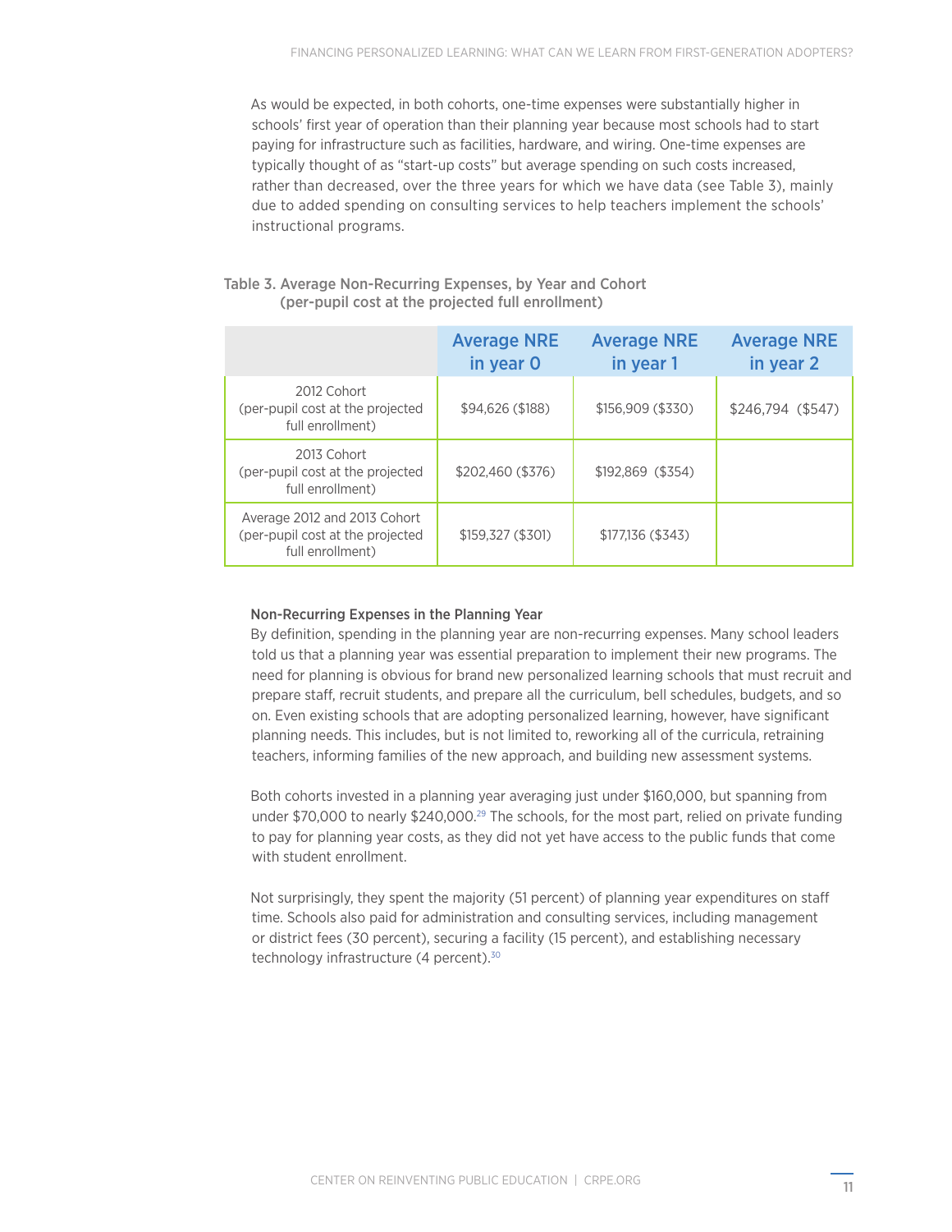As would be expected, in both cohorts, one-time expenses were substantially higher in schools' first year of operation than their planning year because most schools had to start paying for infrastructure such as facilities, hardware, and wiring. One-time expenses are typically thought of as "start-up costs" but average spending on such costs increased, rather than decreased, over the three years for which we have data (see Table 3), mainly due to added spending on consulting services to help teachers implement the schools' instructional programs.

**Table 3. Average Non-Recurring Expenses, by Year and Cohort (per-pupil cost at the projected full enrollment)**

| | Average NRE in year 0 | Average NRE in year 1 | Average NRE in year 2 |
|---|---|---|---|
| 2012 Cohort (per-pupil cost at the projected full enrollment) | $94,626 ($188) | $156,909 ($330) | $246,794 ($547) |
| 2013 Cohort (per-pupil cost at the projected full enrollment) | $202,460 ($376) | $192,869 ($354) | |
| Average 2012 and 2013 Cohort (per-pupil cost at the projected full enrollment) | $159,327 ($301) | $177,136 ($343) | |

### Non-Recurring Expenses in the Planning Year

By definition, spending in the planning year are non-recurring expenses. Many school leaders told us that a planning year was essential preparation to implement their new programs. The need for planning is obvious for brand new personalized learning schools that must recruit and prepare staff, recruit students, and prepare all the curriculum, bell schedules, budgets, and so on. Even existing schools that are adopting personalized learning, however, have significant planning needs. This includes, but is not limited to, reworking all of the curricula, retraining teachers, informing families of the new approach, and building new assessment systems.

Both cohorts invested in a planning year averaging just under $160,000, but spanning from under $70,000 to nearly $240,000.[29] The schools, for the most part, relied on private funding to pay for planning year costs, as they did not yet have access to the public funds that come with student enrollment.

Not surprisingly, they spent the majority (51 percent) of planning year expenditures on staff time. Schools also paid for administration and consulting services, including management or district fees (30 percent), securing a facility (15 percent), and establishing necessary technology infrastructure (4 percent).[30]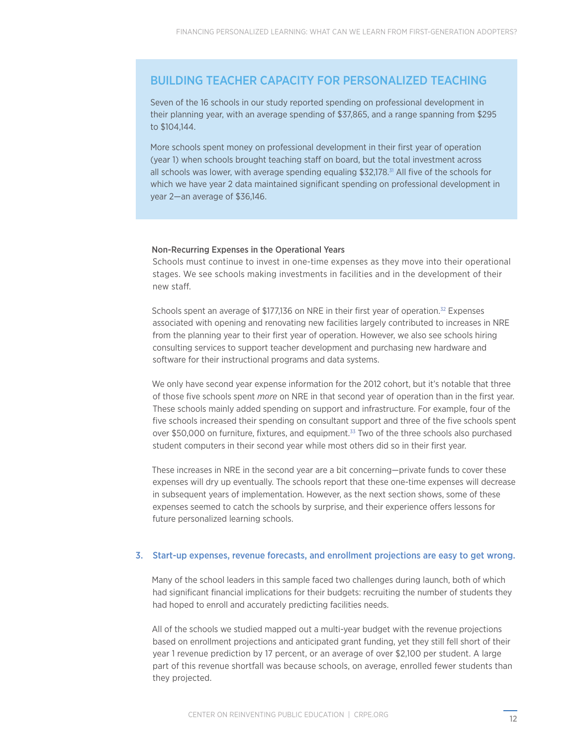## BUILDING TEACHER CAPACITY FOR PERSONALIZED TEACHING

Seven of the 16 schools in our study reported spending on professional development in their planning year, with an average spending of $37,865, and a range spanning from $295 to $104,144.

More schools spent money on professional development in their first year of operation (year 1) when schools brought teaching staff on board, but the total investment across all schools was lower, with average spending equaling $32,178.[31] All five of the schools for which we have year 2 data maintained significant spending on professional development in year 2—an average of $36,146.

**Non-Recurring Expenses in the Operational Years**

Schools must continue to invest in one-time expenses as they move into their operational stages. We see schools making investments in facilities and in the development of their new staff.

Schools spent an average of $177,136 on NRE in their first year of operation.[32] Expenses associated with opening and renovating new facilities largely contributed to increases in NRE from the planning year to their first year of operation. However, we also see schools hiring consulting services to support teacher development and purchasing new hardware and software for their instructional programs and data systems.

We only have second year expense information for the 2012 cohort, but it's notable that three of those five schools spent *more* on NRE in that second year of operation than in the first year. These schools mainly added spending on support and infrastructure. For example, four of the five schools increased their spending on consultant support and three of the five schools spent over $50,000 on furniture, fixtures, and equipment.[33] Two of the three schools also purchased student computers in their second year while most others did so in their first year.

These increases in NRE in the second year are a bit concerning—private funds to cover these expenses will dry up eventually. The schools report that these one-time expenses will decrease in subsequent years of implementation. However, as the next section shows, some of these expenses seemed to catch the schools by surprise, and their experience offers lessons for future personalized learning schools.

### 3. Start-up expenses, revenue forecasts, and enrollment projections are easy to get wrong.

Many of the school leaders in this sample faced two challenges during launch, both of which had significant financial implications for their budgets: recruiting the number of students they had hoped to enroll and accurately predicting facilities needs.

All of the schools we studied mapped out a multi-year budget with the revenue projections based on enrollment projections and anticipated grant funding, yet they still fell short of their year 1 revenue prediction by 17 percent, or an average of over $2,100 per student. A large part of this revenue shortfall was because schools, on average, enrolled fewer students than they projected.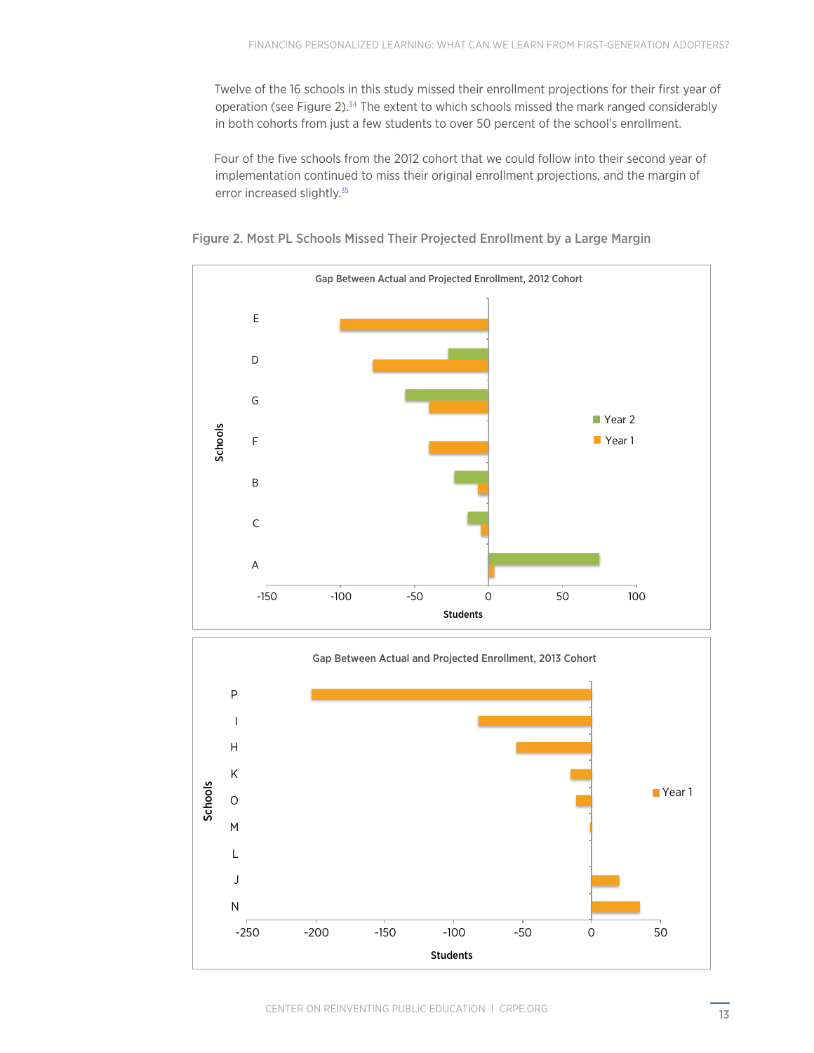Twelve of the 16 schools in this study missed their enrollment projections for their first year of operation (see Figure 2).[34] The extent to which schools missed the mark ranged considerably in both cohorts from just a few students to over 50 percent of the school's enrollment.

Four of the five schools from the 2012 cohort that we could follow into their second year of implementation continued to miss their original enrollment projections, and the margin of error increased slightly.[35]

**Figure 2. Most PL Schools Missed Their Projected Enrollment by a Large Margin**

Gap Between Actual and Projected Enrollment, 2012 Cohort

Gap Between Actual and Projected Enrollment, 2013 Cohort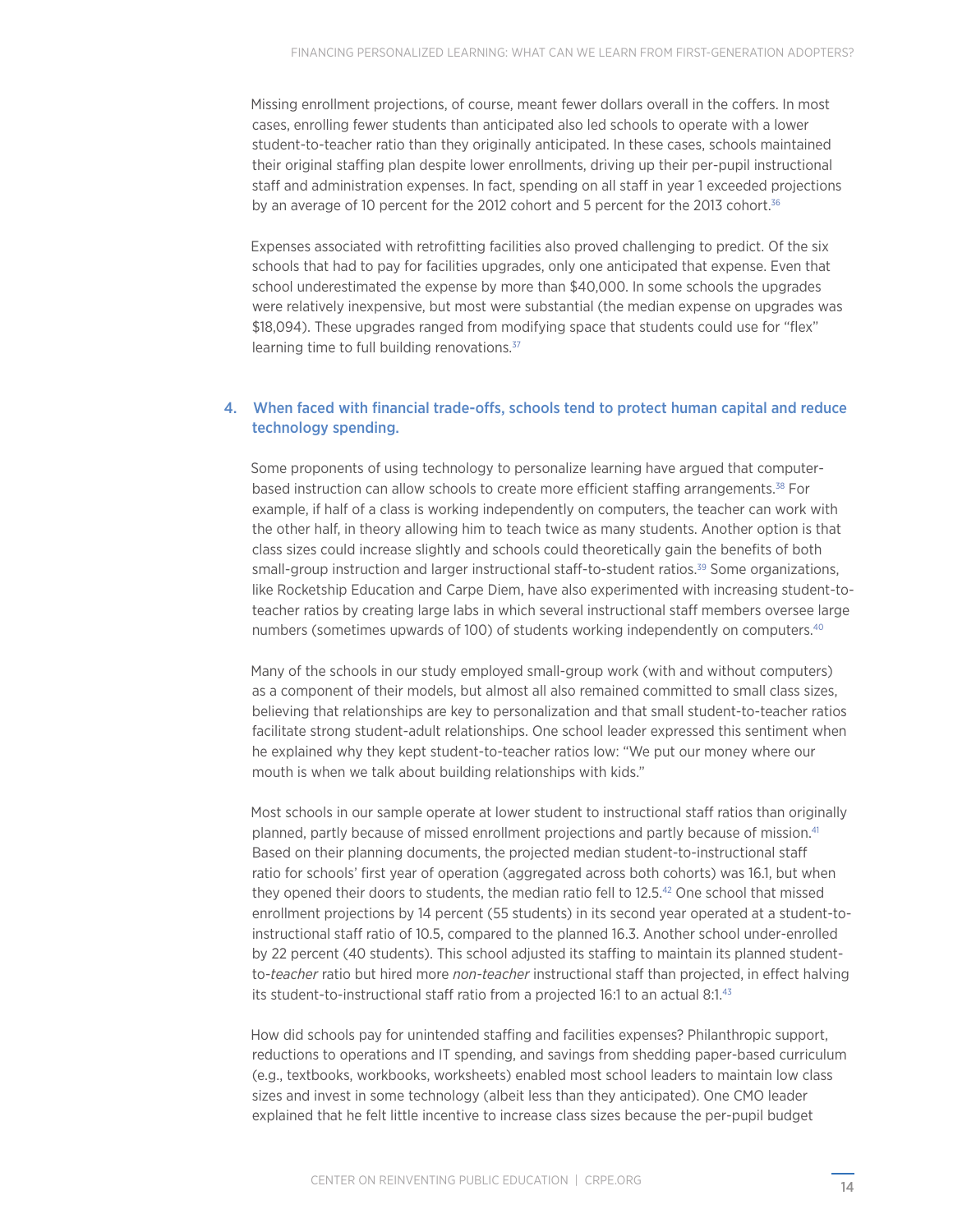Missing enrollment projections, of course, meant fewer dollars overall in the coffers. In most cases, enrolling fewer students than anticipated also led schools to operate with a lower student-to-teacher ratio than they originally anticipated. In these cases, schools maintained their original staffing plan despite lower enrollments, driving up their per-pupil instructional staff and administration expenses. In fact, spending on all staff in year 1 exceeded projections by an average of 10 percent for the 2012 cohort and 5 percent for the 2013 cohort.[36]

Expenses associated with retrofitting facilities also proved challenging to predict. Of the six schools that had to pay for facilities upgrades, only one anticipated that expense. Even that school underestimated the expense by more than $40,000. In some schools the upgrades were relatively inexpensive, but most were substantial (the median expense on upgrades was $18,094). These upgrades ranged from modifying space that students could use for "flex" learning time to full building renovations.[37]

### 4. When faced with financial trade-offs, schools tend to protect human capital and reduce technology spending.

Some proponents of using technology to personalize learning have argued that computer-based instruction can allow schools to create more efficient staffing arrangements.[38] For example, if half of a class is working independently on computers, the teacher can work with the other half, in theory allowing him to teach twice as many students. Another option is that class sizes could increase slightly and schools could theoretically gain the benefits of both small-group instruction and larger instructional staff-to-student ratios.[39] Some organizations, like Rocketship Education and Carpe Diem, have also experimented with increasing student-to-teacher ratios by creating large labs in which several instructional staff members oversee large numbers (sometimes upwards of 100) of students working independently on computers.[40]

Many of the schools in our study employed small-group work (with and without computers) as a component of their models, but almost all also remained committed to small class sizes, believing that relationships are key to personalization and that small student-to-teacher ratios facilitate strong student-adult relationships. One school leader expressed this sentiment when he explained why they kept student-to-teacher ratios low: "We put our money where our mouth is when we talk about building relationships with kids."

Most schools in our sample operate at lower student to instructional staff ratios than originally planned, partly because of missed enrollment projections and partly because of mission.[41] Based on their planning documents, the projected median student-to-instructional staff ratio for schools' first year of operation (aggregated across both cohorts) was 16.1, but when they opened their doors to students, the median ratio fell to 12.5.[42] One school that missed enrollment projections by 14 percent (55 students) in its second year operated at a student-to-instructional staff ratio of 10.5, compared to the planned 16.3. Another school under-enrolled by 22 percent (40 students). This school adjusted its staffing to maintain its planned student-to-*teacher* ratio but hired more *non-teacher* instructional staff than projected, in effect halving its student-to-instructional staff ratio from a projected 16:1 to an actual 8:1.[43]

How did schools pay for unintended staffing and facilities expenses? Philanthropic support, reductions to operations and IT spending, and savings from shedding paper-based curriculum (e.g., textbooks, workbooks, worksheets) enabled most school leaders to maintain low class sizes and invest in some technology (albeit less than they anticipated). One CMO leader explained that he felt little incentive to increase class sizes because the per-pupil budget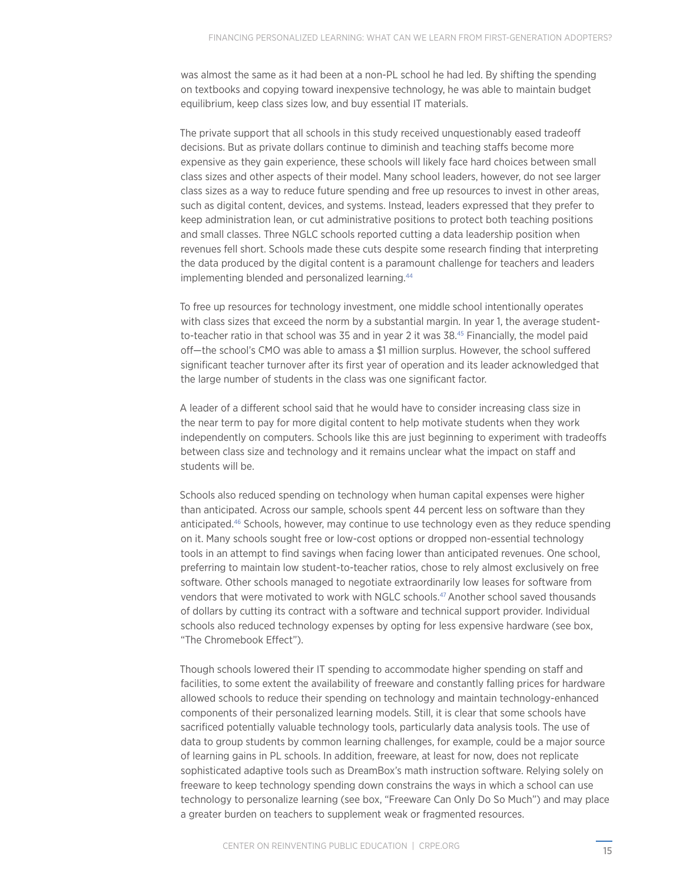was almost the same as it had been at a non-PL school he had led. By shifting the spending on textbooks and copying toward inexpensive technology, he was able to maintain budget equilibrium, keep class sizes low, and buy essential IT materials.

The private support that all schools in this study received unquestionably eased tradeoff decisions. But as private dollars continue to diminish and teaching staffs become more expensive as they gain experience, these schools will likely face hard choices between small class sizes and other aspects of their model. Many school leaders, however, do not see larger class sizes as a way to reduce future spending and free up resources to invest in other areas, such as digital content, devices, and systems. Instead, leaders expressed that they prefer to keep administration lean, or cut administrative positions to protect both teaching positions and small classes. Three NGLC schools reported cutting a data leadership position when revenues fell short. Schools made these cuts despite some research finding that interpreting the data produced by the digital content is a paramount challenge for teachers and leaders implementing blended and personalized learning.[44]

To free up resources for technology investment, one middle school intentionally operates with class sizes that exceed the norm by a substantial margin. In year 1, the average student-to-teacher ratio in that school was 35 and in year 2 it was 38.[45] Financially, the model paid off—the school's CMO was able to amass a $1 million surplus. However, the school suffered significant teacher turnover after its first year of operation and its leader acknowledged that the large number of students in the class was one significant factor.

A leader of a different school said that he would have to consider increasing class size in the near term to pay for more digital content to help motivate students when they work independently on computers. Schools like this are just beginning to experiment with tradeoffs between class size and technology and it remains unclear what the impact on staff and students will be.

Schools also reduced spending on technology when human capital expenses were higher than anticipated. Across our sample, schools spent 44 percent less on software than they anticipated.[46] Schools, however, may continue to use technology even as they reduce spending on it. Many schools sought free or low-cost options or dropped non-essential technology tools in an attempt to find savings when facing lower than anticipated revenues. One school, preferring to maintain low student-to-teacher ratios, chose to rely almost exclusively on free software. Other schools managed to negotiate extraordinarily low leases for software from vendors that were motivated to work with NGLC schools.[47] Another school saved thousands of dollars by cutting its contract with a software and technical support provider. Individual schools also reduced technology expenses by opting for less expensive hardware (see box, "The Chromebook Effect").

Though schools lowered their IT spending to accommodate higher spending on staff and facilities, to some extent the availability of freeware and constantly falling prices for hardware allowed schools to reduce their spending on technology and maintain technology-enhanced components of their personalized learning models. Still, it is clear that some schools have sacrificed potentially valuable technology tools, particularly data analysis tools. The use of data to group students by common learning challenges, for example, could be a major source of learning gains in PL schools. In addition, freeware, at least for now, does not replicate sophisticated adaptive tools such as DreamBox's math instruction software. Relying solely on freeware to keep technology spending down constrains the ways in which a school can use technology to personalize learning (see box, "Freeware Can Only Do So Much") and may place a greater burden on teachers to supplement weak or fragmented resources.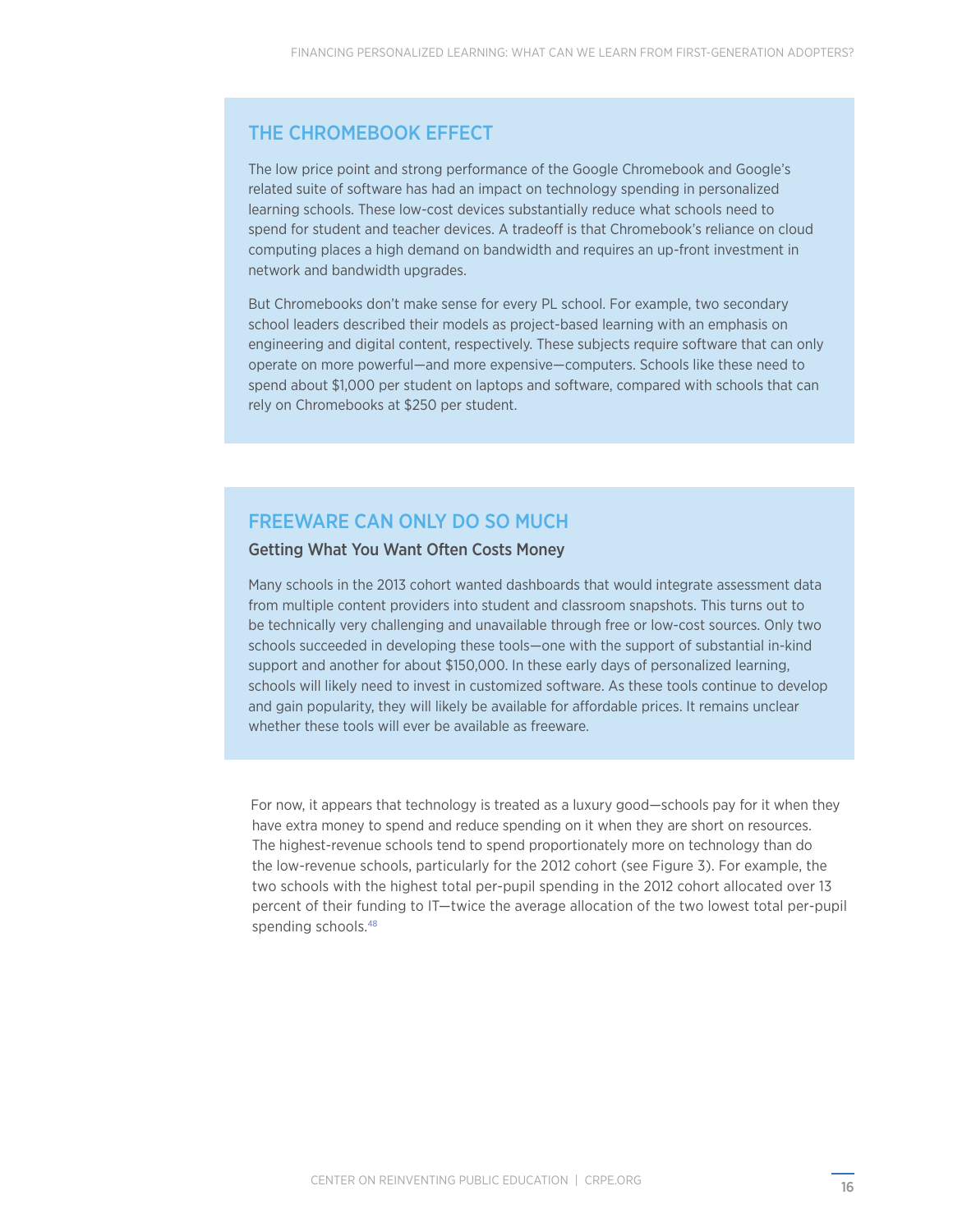## THE CHROMEBOOK EFFECT

The low price point and strong performance of the Google Chromebook and Google's related suite of software has had an impact on technology spending in personalized learning schools. These low-cost devices substantially reduce what schools need to spend for student and teacher devices. A tradeoff is that Chromebook's reliance on cloud computing places a high demand on bandwidth and requires an up-front investment in network and bandwidth upgrades.

But Chromebooks don't make sense for every PL school. For example, two secondary school leaders described their models as project-based learning with an emphasis on engineering and digital content, respectively. These subjects require software that can only operate on more powerful—and more expensive—computers. Schools like these need to spend about $1,000 per student on laptops and software, compared with schools that can rely on Chromebooks at $250 per student.

## FREEWARE CAN ONLY DO SO MUCH

### Getting What You Want Often Costs Money

Many schools in the 2013 cohort wanted dashboards that would integrate assessment data from multiple content providers into student and classroom snapshots. This turns out to be technically very challenging and unavailable through free or low-cost sources. Only two schools succeeded in developing these tools—one with the support of substantial in-kind support and another for about $150,000. In these early days of personalized learning, schools will likely need to invest in customized software. As these tools continue to develop and gain popularity, they will likely be available for affordable prices. It remains unclear whether these tools will ever be available as freeware.

For now, it appears that technology is treated as a luxury good—schools pay for it when they have extra money to spend and reduce spending on it when they are short on resources. The highest-revenue schools tend to spend proportionately more on technology than do the low-revenue schools, particularly for the 2012 cohort (see Figure 3). For example, the two schools with the highest total per-pupil spending in the 2012 cohort allocated over 13 percent of their funding to IT—twice the average allocation of the two lowest total per-pupil spending schools.[48]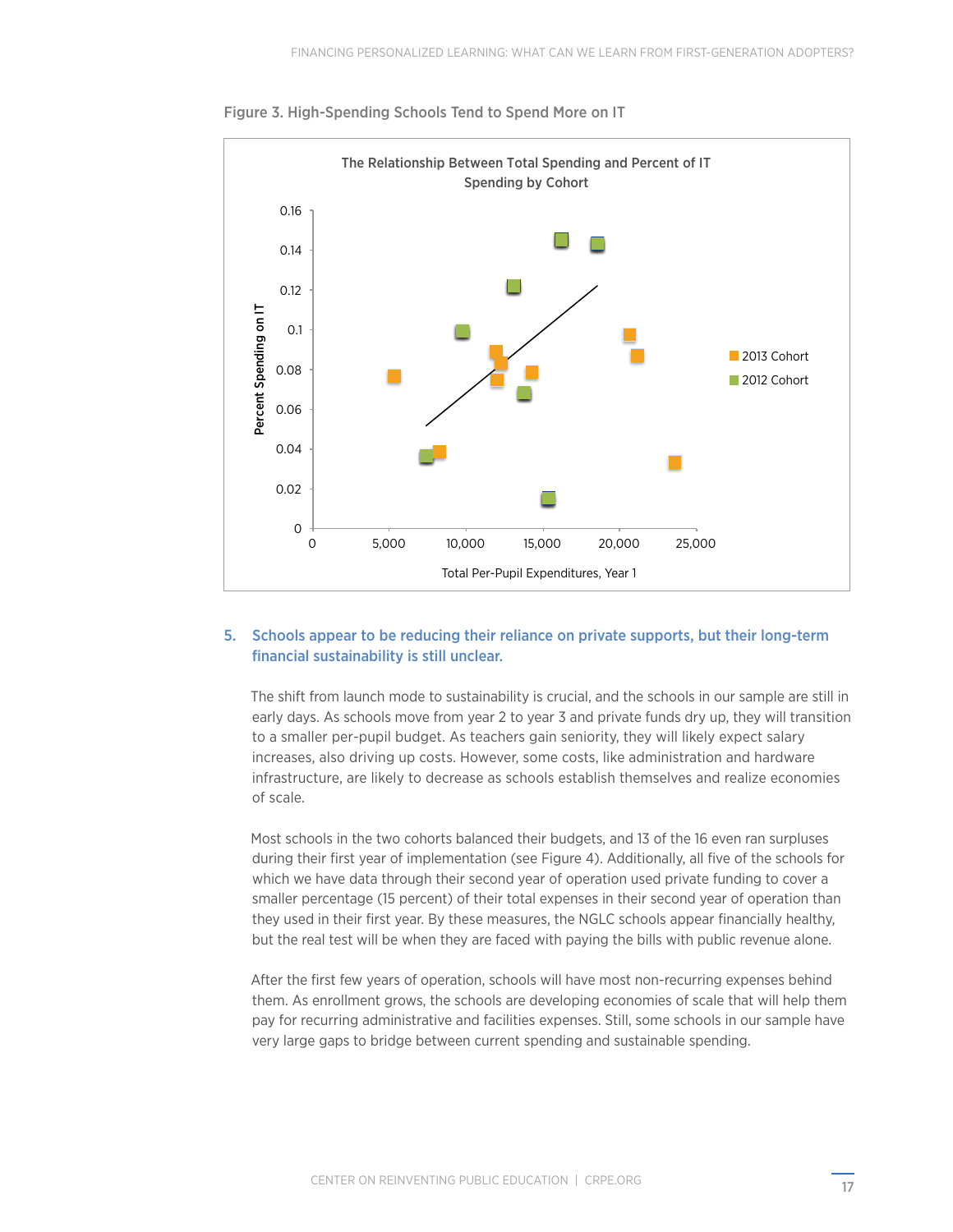Figure 3. High-Spending Schools Tend to Spend More on IT

### 5. Schools appear to be reducing their reliance on private supports, but their long-term financial sustainability is still unclear.

The shift from launch mode to sustainability is crucial, and the schools in our sample are still in early days. As schools move from year 2 to year 3 and private funds dry up, they will transition to a smaller per-pupil budget. As teachers gain seniority, they will likely expect salary increases, also driving up costs. However, some costs, like administration and hardware infrastructure, are likely to decrease as schools establish themselves and realize economies of scale.

Most schools in the two cohorts balanced their budgets, and 13 of the 16 even ran surpluses during their first year of implementation (see Figure 4). Additionally, all five of the schools for which we have data through their second year of operation used private funding to cover a smaller percentage (15 percent) of their total expenses in their second year of operation than they used in their first year. By these measures, the NGLC schools appear financially healthy, but the real test will be when they are faced with paying the bills with public revenue alone.

After the first few years of operation, schools will have most non-recurring expenses behind them. As enrollment grows, the schools are developing economies of scale that will help them pay for recurring administrative and facilities expenses. Still, some schools in our sample have very large gaps to bridge between current spending and sustainable spending.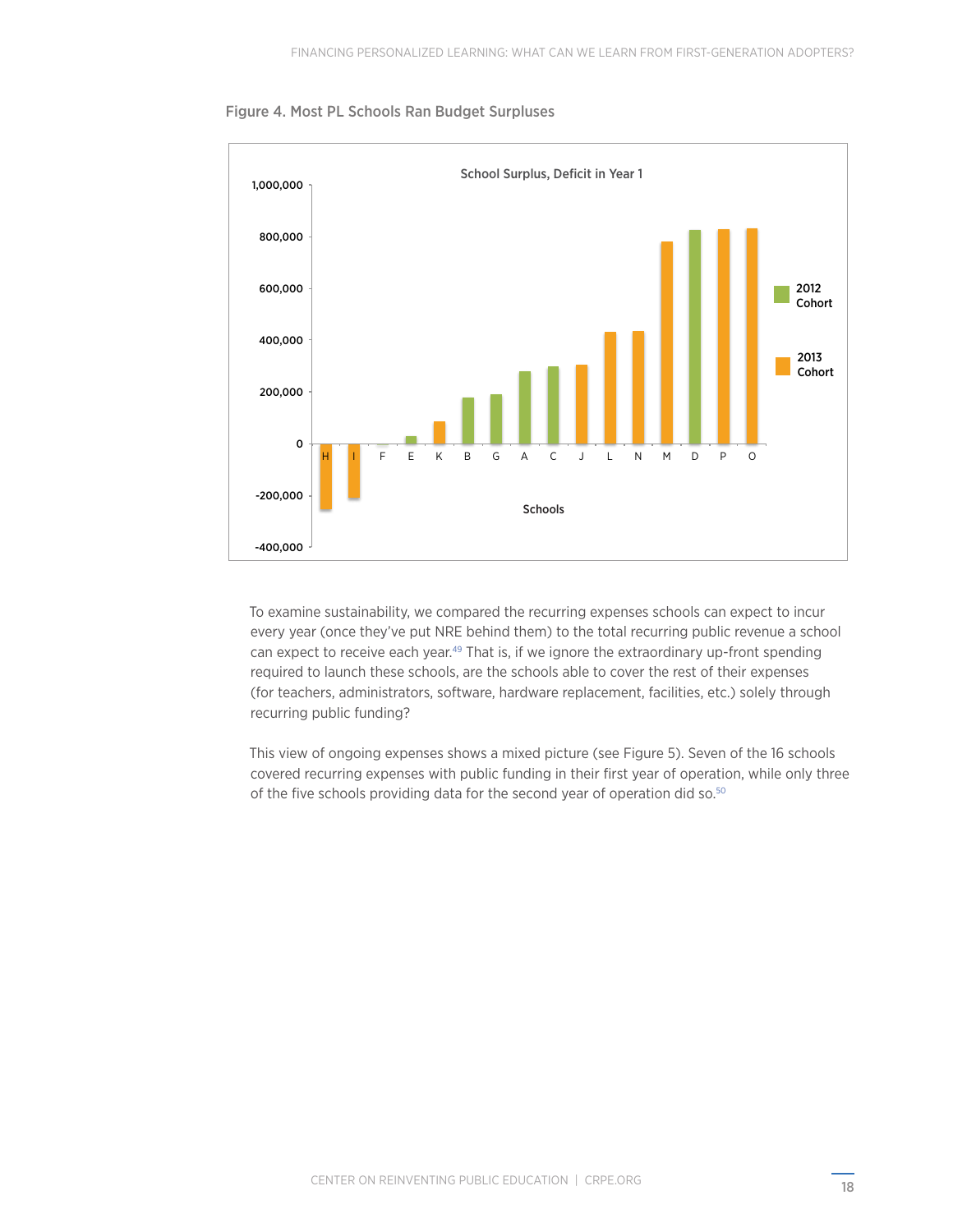Figure 4. Most PL Schools Ran Budget Surpluses

To examine sustainability, we compared the recurring expenses schools can expect to incur every year (once they've put NRE behind them) to the total recurring public revenue a school can expect to receive each year.[49] That is, if we ignore the extraordinary up-front spending required to launch these schools, are the schools able to cover the rest of their expenses (for teachers, administrators, software, hardware replacement, facilities, etc.) solely through recurring public funding?

This view of ongoing expenses shows a mixed picture (see Figure 5). Seven of the 16 schools covered recurring expenses with public funding in their first year of operation, while only three of the five schools providing data for the second year of operation did so.[50]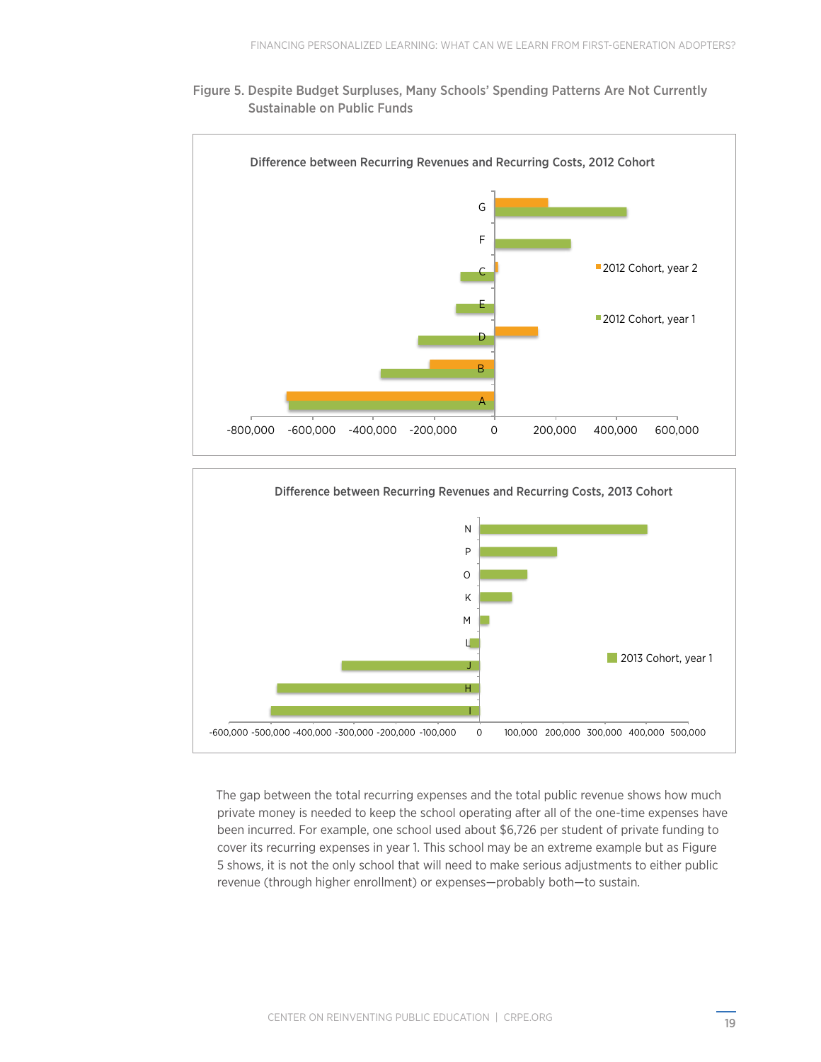Figure 5. Despite Budget Surpluses, Many Schools' Spending Patterns Are Not Currently Sustainable on Public Funds

Difference between Recurring Revenues and Recurring Costs, 2012 Cohort

Difference between Recurring Revenues and Recurring Costs, 2013 Cohort

The gap between the total recurring expenses and the total public revenue shows how much private money is needed to keep the school operating after all of the one-time expenses have been incurred. For example, one school used about $6,726 per student of private funding to cover its recurring expenses in year 1. This school may be an extreme example but as Figure 5 shows, it is not the only school that will need to make serious adjustments to either public revenue (through higher enrollment) or expenses—probably both—to sustain.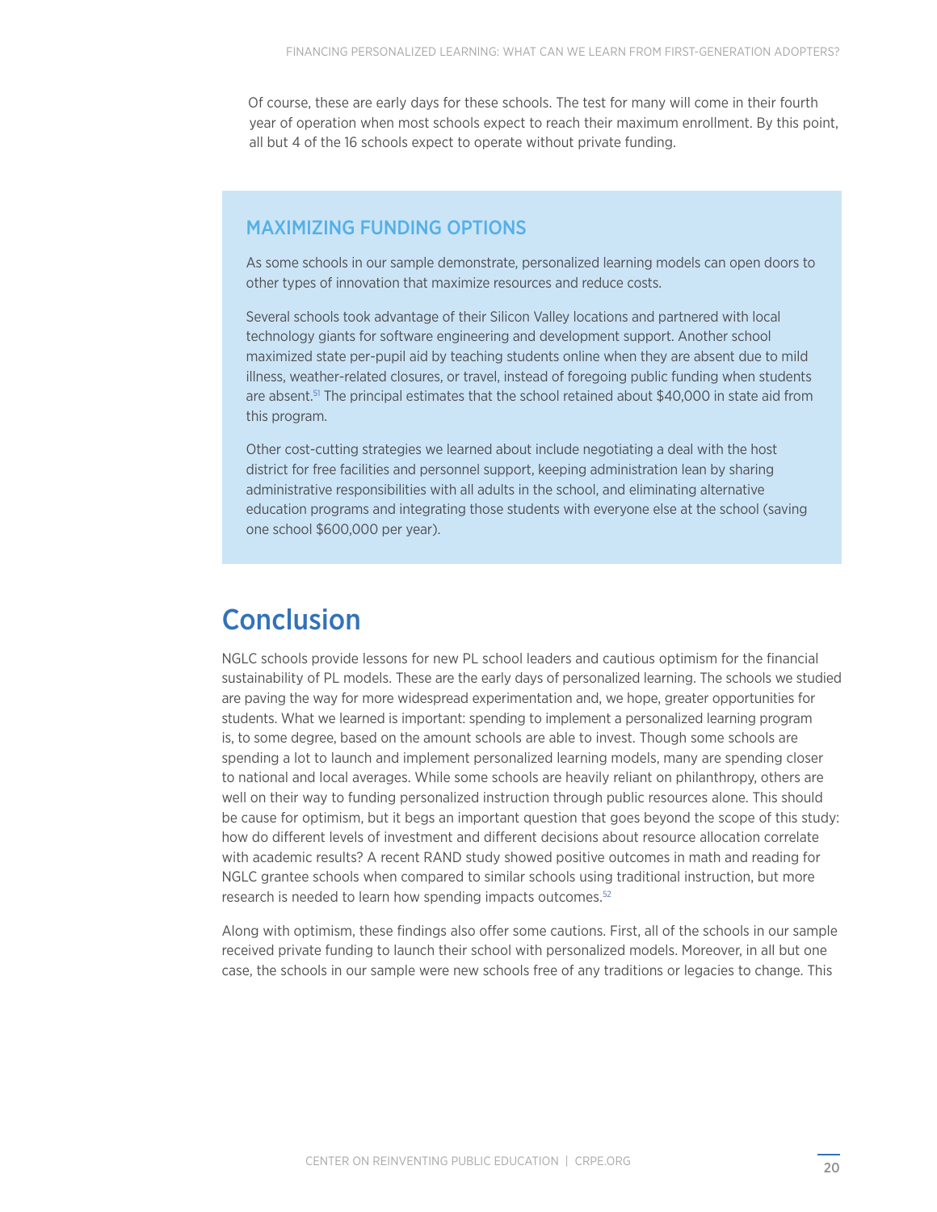Of course, these are early days for these schools. The test for many will come in their fourth year of operation when most schools expect to reach their maximum enrollment. By this point, all but 4 of the 16 schools expect to operate without private funding.

### MAXIMIZING FUNDING OPTIONS

As some schools in our sample demonstrate, personalized learning models can open doors to other types of innovation that maximize resources and reduce costs.

Several schools took advantage of their Silicon Valley locations and partnered with local technology giants for software engineering and development support. Another school maximized state per-pupil aid by teaching students online when they are absent due to mild illness, weather-related closures, or travel, instead of foregoing public funding when students are absent.[51] The principal estimates that the school retained about $40,000 in state aid from this program.

Other cost-cutting strategies we learned about include negotiating a deal with the host district for free facilities and personnel support, keeping administration lean by sharing administrative responsibilities with all adults in the school, and eliminating alternative education programs and integrating those students with everyone else at the school (saving one school $600,000 per year).

# Conclusion

NGLC schools provide lessons for new PL school leaders and cautious optimism for the financial sustainability of PL models. These are the early days of personalized learning. The schools we studied are paving the way for more widespread experimentation and, we hope, greater opportunities for students. What we learned is important: spending to implement a personalized learning program is, to some degree, based on the amount schools are able to invest. Though some schools are spending a lot to launch and implement personalized learning models, many are spending closer to national and local averages. While some schools are heavily reliant on philanthropy, others are well on their way to funding personalized instruction through public resources alone. This should be cause for optimism, but it begs an important question that goes beyond the scope of this study: how do different levels of investment and different decisions about resource allocation correlate with academic results? A recent RAND study showed positive outcomes in math and reading for NGLC grantee schools when compared to similar schools using traditional instruction, but more research is needed to learn how spending impacts outcomes.[52]

Along with optimism, these findings also offer some cautions. First, all of the schools in our sample received private funding to launch their school with personalized models. Moreover, in all but one case, the schools in our sample were new schools free of any traditions or legacies to change. This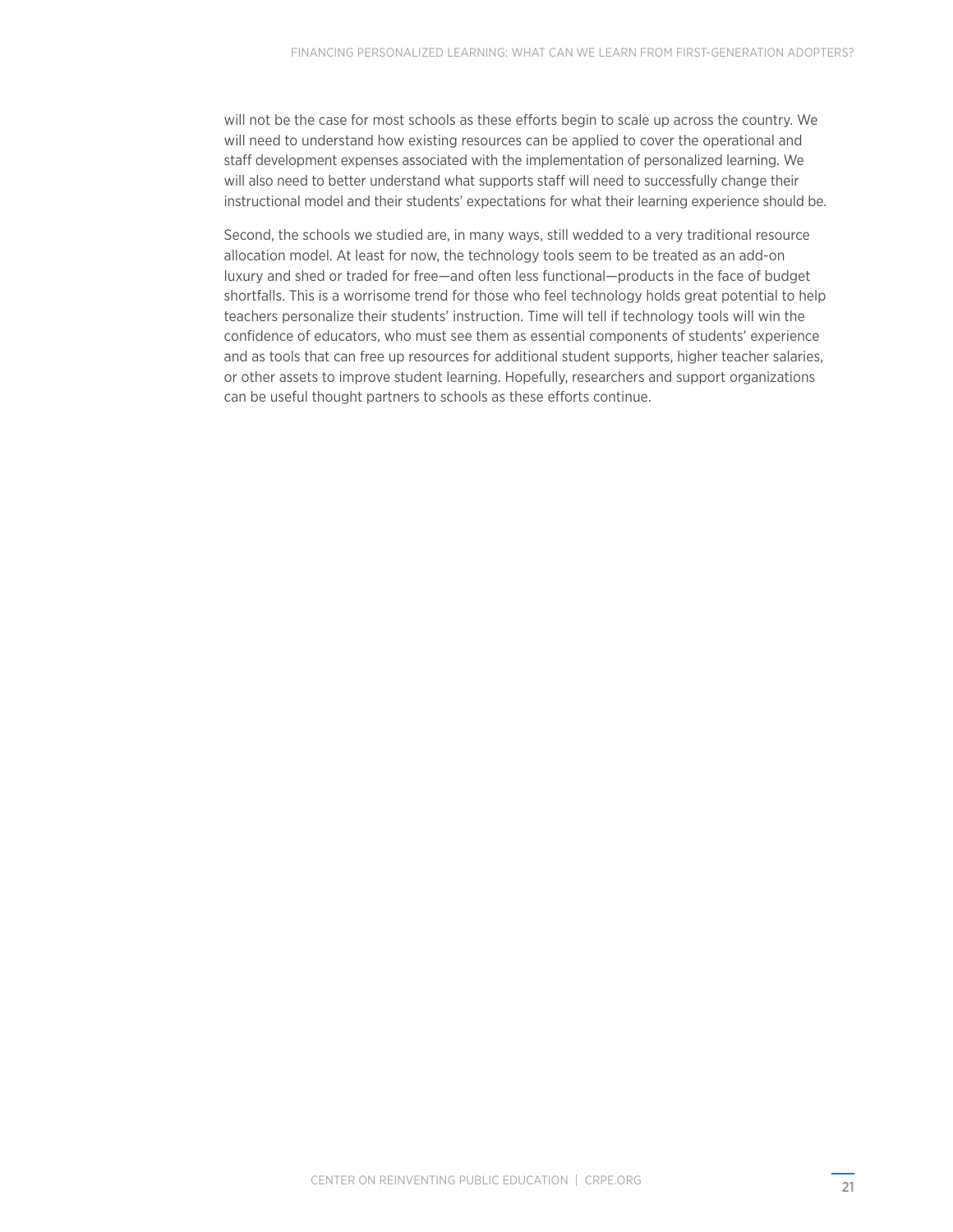will not be the case for most schools as these efforts begin to scale up across the country. We will need to understand how existing resources can be applied to cover the operational and staff development expenses associated with the implementation of personalized learning. We will also need to better understand what supports staff will need to successfully change their instructional model and their students' expectations for what their learning experience should be.

Second, the schools we studied are, in many ways, still wedded to a very traditional resource allocation model. At least for now, the technology tools seem to be treated as an add-on luxury and shed or traded for free—and often less functional—products in the face of budget shortfalls. This is a worrisome trend for those who feel technology holds great potential to help teachers personalize their students' instruction. Time will tell if technology tools will win the confidence of educators, who must see them as essential components of students' experience and as tools that can free up resources for additional student supports, higher teacher salaries, or other assets to improve student learning. Hopefully, researchers and support organizations can be useful thought partners to schools as these efforts continue.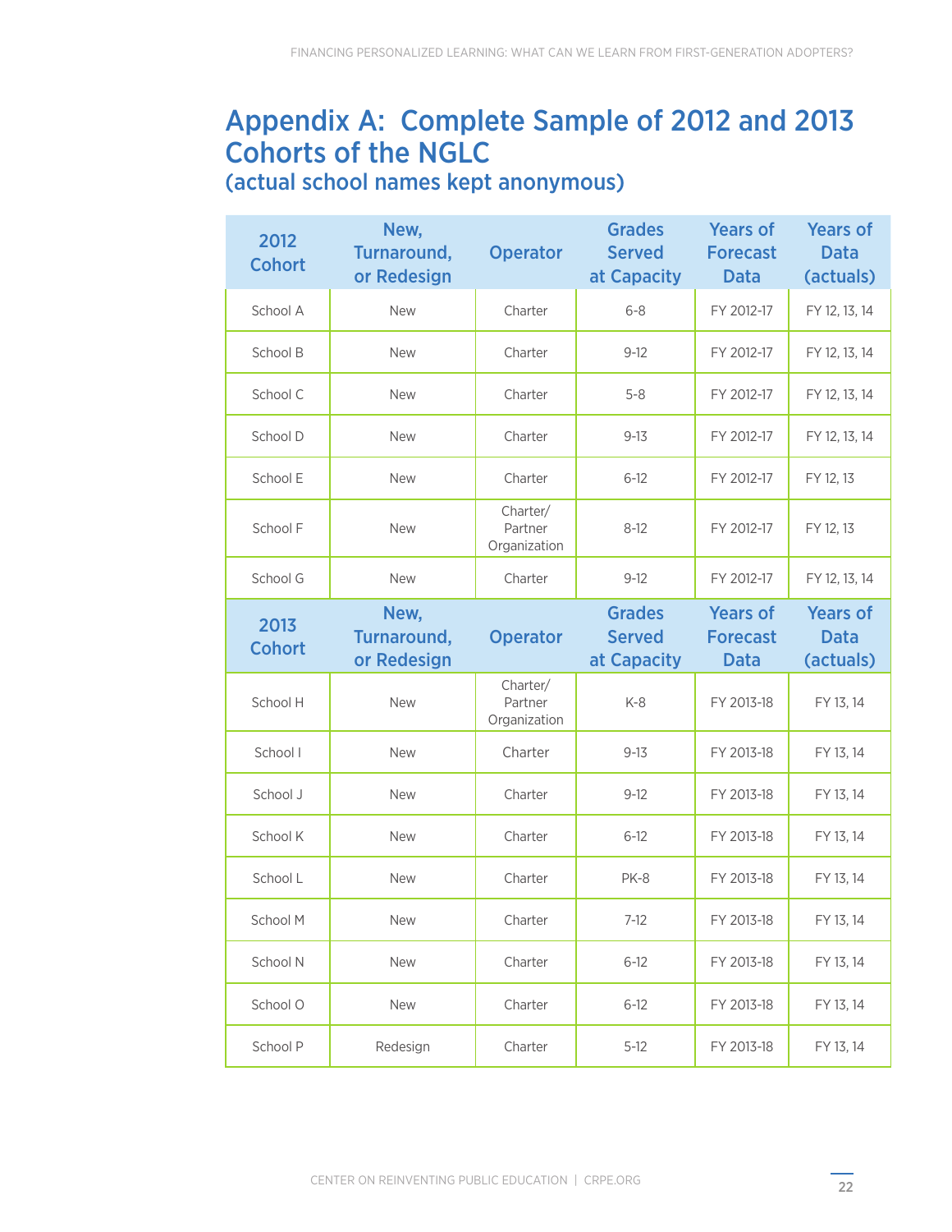# Appendix A: Complete Sample of 2012 and 2013 Cohorts of the NGLC

## (actual school names kept anonymous)

| 2012 Cohort | New, Turnaround, or Redesign | Operator | Grades Served at Capacity | Years of Forecast Data | Years of Data (actuals) |
|---|---|---|---|---|---|
| School A | New | Charter | 6-8 | FY 2012-17 | FY 12, 13, 14 |
| School B | New | Charter | 9-12 | FY 2012-17 | FY 12, 13, 14 |
| School C | New | Charter | 5-8 | FY 2012-17 | FY 12, 13, 14 |
| School D | New | Charter | 9-13 | FY 2012-17 | FY 12, 13, 14 |
| School E | New | Charter | 6-12 | FY 2012-17 | FY 12, 13 |
| School F | New | Charter/ Partner Organization | 8-12 | FY 2012-17 | FY 12, 13 |
| School G | New | Charter | 9-12 | FY 2012-17 | FY 12, 13, 14 |
| **2013 Cohort** | **New, Turnaround, or Redesign** | **Operator** | **Grades Served at Capacity** | **Years of Forecast Data** | **Years of Data (actuals)** |
| School H | New | Charter/ Partner Organization | K-8 | FY 2013-18 | FY 13, 14 |
| School I | New | Charter | 9-13 | FY 2013-18 | FY 13, 14 |
| School J | New | Charter | 9-12 | FY 2013-18 | FY 13, 14 |
| School K | New | Charter | 6-12 | FY 2013-18 | FY 13, 14 |
| School L | New | Charter | PK-8 | FY 2013-18 | FY 13, 14 |
| School M | New | Charter | 7-12 | FY 2013-18 | FY 13, 14 |
| School N | New | Charter | 6-12 | FY 2013-18 | FY 13, 14 |
| School O | New | Charter | 6-12 | FY 2013-18 | FY 13, 14 |
| School P | Redesign | Charter | 5-12 | FY 2013-18 | FY 13, 14 |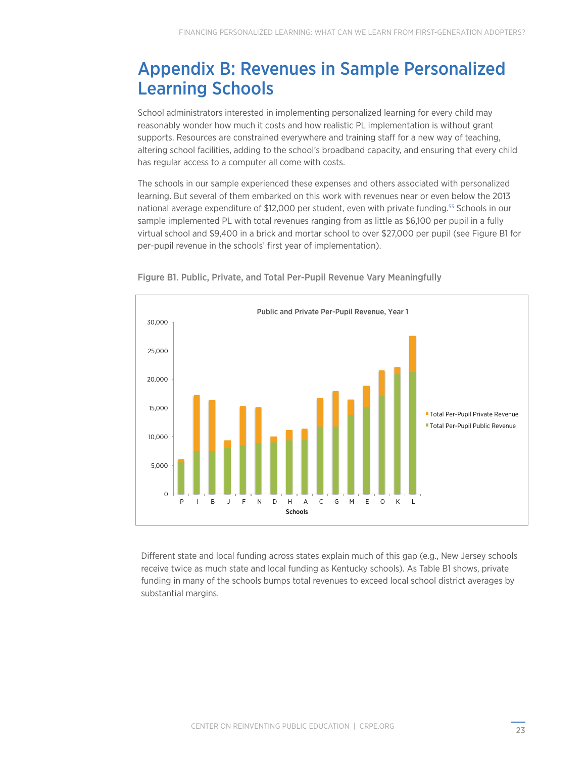# Appendix B: Revenues in Sample Personalized Learning Schools

School administrators interested in implementing personalized learning for every child may reasonably wonder how much it costs and how realistic PL implementation is without grant supports. Resources are constrained everywhere and training staff for a new way of teaching, altering school facilities, adding to the school's broadband capacity, and ensuring that every child has regular access to a computer all come with costs.

The schools in our sample experienced these expenses and others associated with personalized learning. But several of them embarked on this work with revenues near or even below the 2013 national average expenditure of $12,000 per student, even with private funding.[53] Schools in our sample implemented PL with total revenues ranging from as little as $6,100 per pupil in a fully virtual school and $9,400 in a brick and mortar school to over $27,000 per pupil (see Figure B1 for per-pupil revenue in the schools' first year of implementation).

**Figure B1. Public, Private, and Total Per-Pupil Revenue Vary Meaningfully**

Different state and local funding across states explain much of this gap (e.g., New Jersey schools receive twice as much state and local funding as Kentucky schools). As Table B1 shows, private funding in many of the schools bumps total revenues to exceed local school district averages by substantial margins.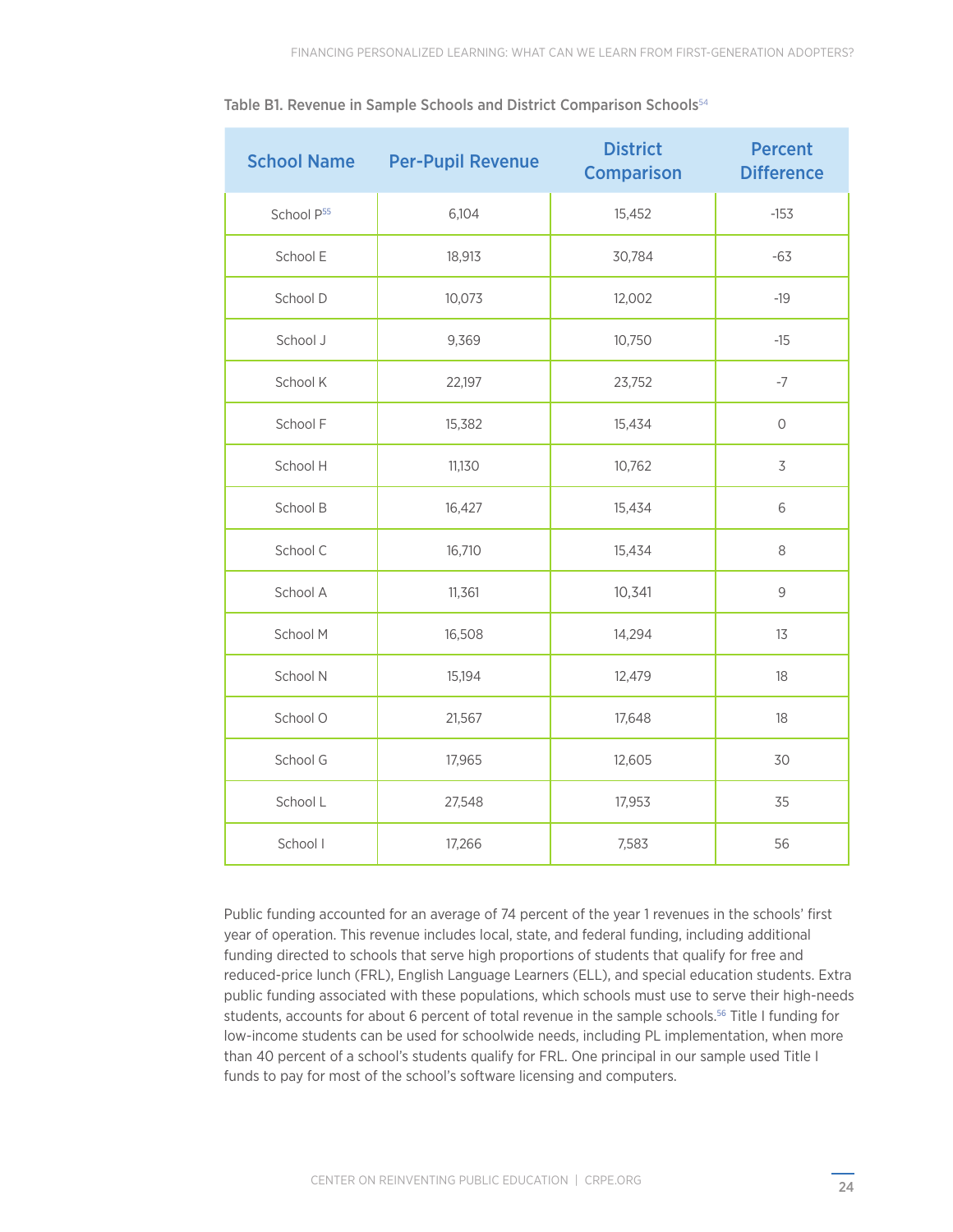Table B1. Revenue in Sample Schools and District Comparison Schools[54]

| School Name | Per-Pupil Revenue | District Comparison | Percent Difference |
|---|---|---|---|
| School P[55] | 6,104 | 15,452 | -153 |
| School E | 18,913 | 30,784 | -63 |
| School D | 10,073 | 12,002 | -19 |
| School J | 9,369 | 10,750 | -15 |
| School K | 22,197 | 23,752 | -7 |
| School F | 15,382 | 15,434 | 0 |
| School H | 11,130 | 10,762 | 3 |
| School B | 16,427 | 15,434 | 6 |
| School C | 16,710 | 15,434 | 8 |
| School A | 11,361 | 10,341 | 9 |
| School M | 16,508 | 14,294 | 13 |
| School N | 15,194 | 12,479 | 18 |
| School O | 21,567 | 17,648 | 18 |
| School G | 17,965 | 12,605 | 30 |
| School L | 27,548 | 17,953 | 35 |
| School I | 17,266 | 7,583 | 56 |

Public funding accounted for an average of 74 percent of the year 1 revenues in the schools' first year of operation. This revenue includes local, state, and federal funding, including additional funding directed to schools that serve high proportions of students that qualify for free and reduced-price lunch (FRL), English Language Learners (ELL), and special education students. Extra public funding associated with these populations, which schools must use to serve their high-needs students, accounts for about 6 percent of total revenue in the sample schools.[56] Title I funding for low-income students can be used for schoolwide needs, including PL implementation, when more than 40 percent of a school's students qualify for FRL. One principal in our sample used Title I funds to pay for most of the school's software licensing and computers.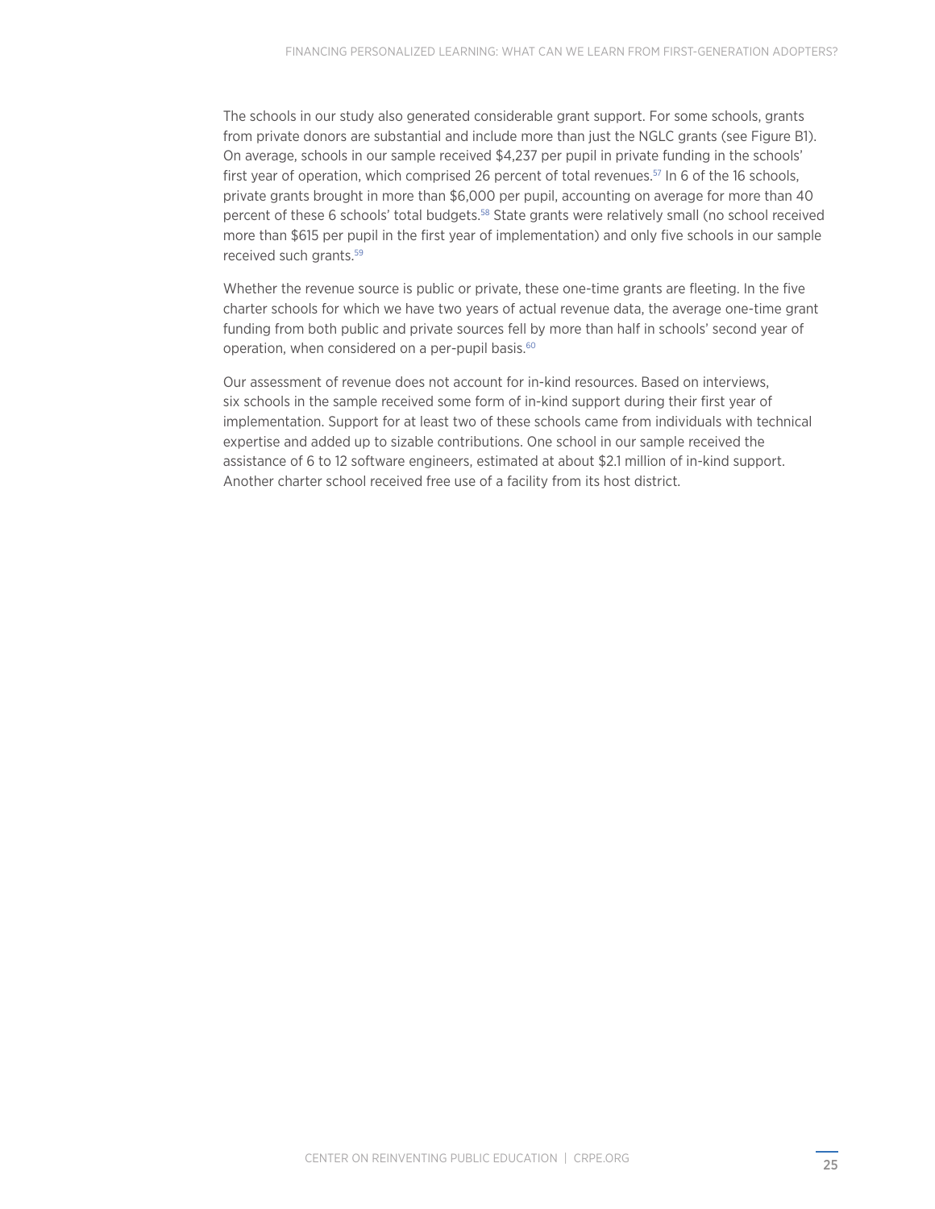The schools in our study also generated considerable grant support. For some schools, grants from private donors are substantial and include more than just the NGLC grants (see Figure B1). On average, schools in our sample received $4,237 per pupil in private funding in the schools' first year of operation, which comprised 26 percent of total revenues.[57] In 6 of the 16 schools, private grants brought in more than $6,000 per pupil, accounting on average for more than 40 percent of these 6 schools' total budgets.[58] State grants were relatively small (no school received more than $615 per pupil in the first year of implementation) and only five schools in our sample received such grants.[59]

Whether the revenue source is public or private, these one-time grants are fleeting. In the five charter schools for which we have two years of actual revenue data, the average one-time grant funding from both public and private sources fell by more than half in schools' second year of operation, when considered on a per-pupil basis.[60]

Our assessment of revenue does not account for in-kind resources. Based on interviews, six schools in the sample received some form of in-kind support during their first year of implementation. Support for at least two of these schools came from individuals with technical expertise and added up to sizable contributions. One school in our sample received the assistance of 6 to 12 software engineers, estimated at about $2.1 million of in-kind support. Another charter school received free use of a facility from its host district.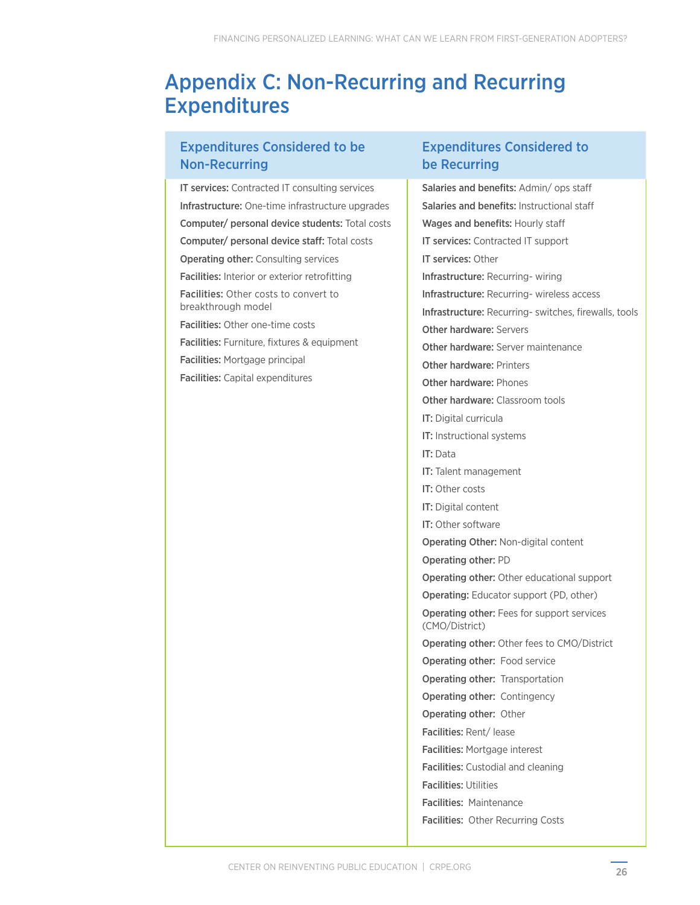# Appendix C: Non-Recurring and Recurring Expenditures

| Expenditures Considered to be Non-Recurring | Expenditures Considered to be Recurring |
|---|---|
| **IT services:** Contracted IT consulting services | **Salaries and benefits:** Admin/ ops staff |
| **Infrastructure:** One-time infrastructure upgrades | **Salaries and benefits:** Instructional staff |
| **Computer/ personal device students:** Total costs | **Wages and benefits:** Hourly staff |
| **Computer/ personal device staff:** Total costs | **IT services:** Contracted IT support |
| **Operating other:** Consulting services | **IT services:** Other |
| **Facilities:** Interior or exterior retrofitting | **Infrastructure:** Recurring- wiring |
| **Facilities:** Other costs to convert to breakthrough model | **Infrastructure:** Recurring- wireless access |
| **Facilities:** Other one-time costs | **Infrastructure:** Recurring- switches, firewalls, tools |
| **Facilities:** Furniture, fixtures & equipment | **Other hardware:** Servers |
| **Facilities:** Mortgage principal | **Other hardware:** Server maintenance |
| **Facilities:** Capital expenditures | **Other hardware:** Printers |
| | **Other hardware:** Phones |
| | **Other hardware:** Classroom tools |
| | **IT:** Digital curricula |
| | **IT:** Instructional systems |
| | **IT:** Data |
| | **IT:** Talent management |
| | **IT:** Other costs |
| | **IT:** Digital content |
| | **IT:** Other software |
| | **Operating Other:** Non-digital content |
| | **Operating other:** PD |
| | **Operating other:** Other educational support |
| | **Operating:** Educator support (PD, other) |
| | **Operating other:** Fees for support services (CMO/District) |
| | **Operating other:** Other fees to CMO/District |
| | **Operating other:** Food service |
| | **Operating other:** Transportation |
| | **Operating other:** Contingency |
| | **Operating other:** Other |
| | **Facilities:** Rent/ lease |
| | **Facilities:** Mortgage interest |
| | **Facilities:** Custodial and cleaning |
| | **Facilities:** Utilities |
| | **Facilities:** Maintenance |
| | **Facilities:** Other Recurring Costs |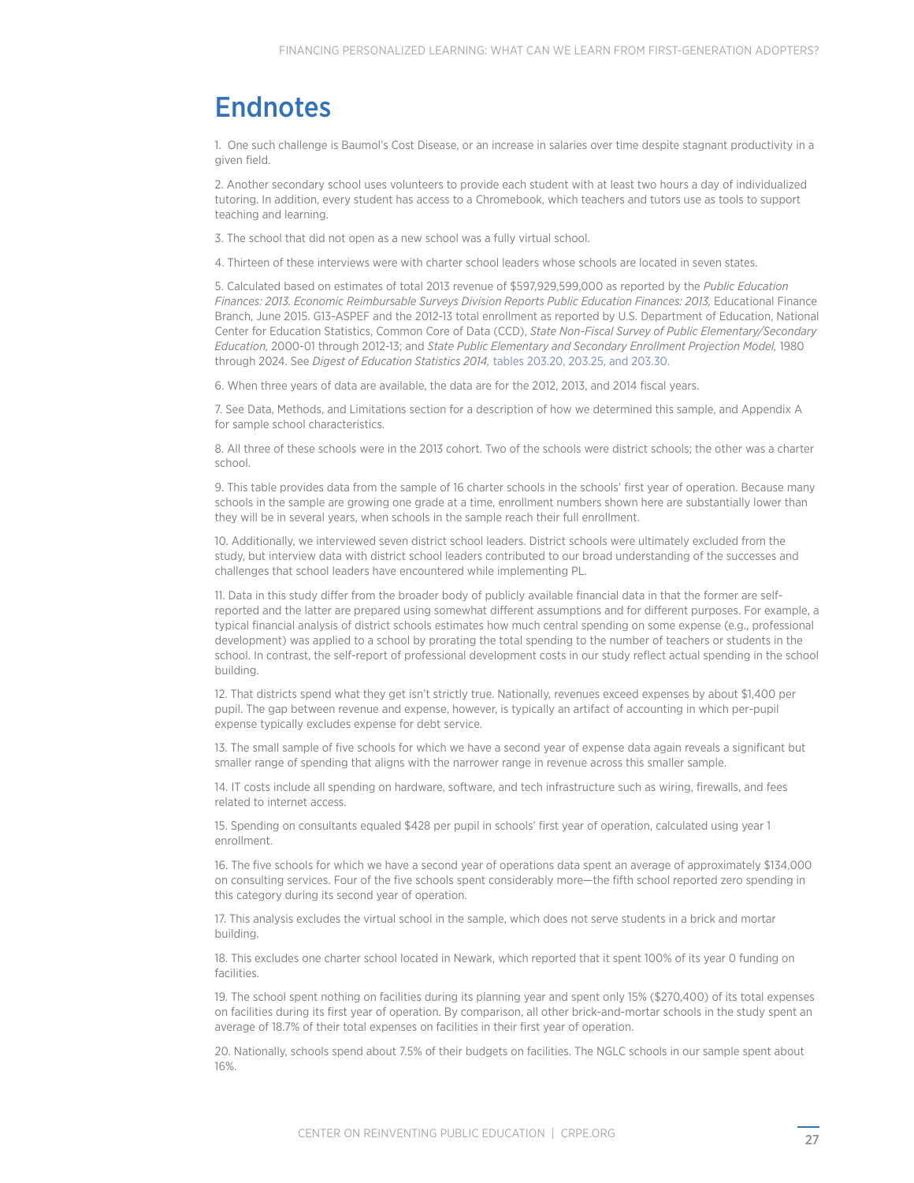# Endnotes

1. One such challenge is Baumol's Cost Disease, or an increase in salaries over time despite stagnant productivity in a given field.

2. Another secondary school uses volunteers to provide each student with at least two hours a day of individualized tutoring. In addition, every student has access to a Chromebook, which teachers and tutors use as tools to support teaching and learning.

3. The school that did not open as a new school was a fully virtual school.

4. Thirteen of these interviews were with charter school leaders whose schools are located in seven states.

5. Calculated based on estimates of total 2013 revenue of $597,929,599,000 as reported by the *Public Education Finances: 2013. Economic Reimbursable Surveys Division Reports Public Education Finances: 2013,* Educational Finance Branch, June 2015. G13-ASPEF and the 2012-13 total enrollment as reported by U.S. Department of Education, National Center for Education Statistics, Common Core of Data (CCD), *State Non-Fiscal Survey of Public Elementary/Secondary Education,* 2000-01 through 2012-13; and *State Public Elementary and Secondary Enrollment Projection Model,* 1980 through 2024. See *Digest of Education Statistics 2014,* tables 203.20, 203.25, and 203.30.

6. When three years of data are available, the data are for the 2012, 2013, and 2014 fiscal years.

7. See Data, Methods, and Limitations section for a description of how we determined this sample, and Appendix A for sample school characteristics.

8. All three of these schools were in the 2013 cohort. Two of the schools were district schools; the other was a charter school.

9. This table provides data from the sample of 16 charter schools in the schools' first year of operation. Because many schools in the sample are growing one grade at a time, enrollment numbers shown here are substantially lower than they will be in several years, when schools in the sample reach their full enrollment.

10. Additionally, we interviewed seven district school leaders. District schools were ultimately excluded from the study, but interview data with district school leaders contributed to our broad understanding of the successes and challenges that school leaders have encountered while implementing PL.

11. Data in this study differ from the broader body of publicly available financial data in that the former are self-reported and the latter are prepared using somewhat different assumptions and for different purposes. For example, a typical financial analysis of district schools estimates how much central spending on some expense (e.g., professional development) was applied to a school by prorating the total spending to the number of teachers or students in the school. In contrast, the self-report of professional development costs in our study reflect actual spending in the school building.

12. That districts spend what they get isn't strictly true. Nationally, revenues exceed expenses by about $1,400 per pupil. The gap between revenue and expense, however, is typically an artifact of accounting in which per-pupil expense typically excludes expense for debt service.

13. The small sample of five schools for which we have a second year of expense data again reveals a significant but smaller range of spending that aligns with the narrower range in revenue across this smaller sample.

14. IT costs include all spending on hardware, software, and tech infrastructure such as wiring, firewalls, and fees related to internet access.

15. Spending on consultants equaled $428 per pupil in schools' first year of operation, calculated using year 1 enrollment.

16. The five schools for which we have a second year of operations data spent an average of approximately $134,000 on consulting services. Four of the five schools spent considerably more—the fifth school reported zero spending in this category during its second year of operation.

17. This analysis excludes the virtual school in the sample, which does not serve students in a brick and mortar building.

18. This excludes one charter school located in Newark, which reported that it spent 100% of its year 0 funding on facilities.

19. The school spent nothing on facilities during its planning year and spent only 15% ($270,400) of its total expenses on facilities during its first year of operation. By comparison, all other brick-and-mortar schools in the study spent an average of 18.7% of their total expenses on facilities in their first year of operation.

20. Nationally, schools spend about 7.5% of their budgets on facilities. The NGLC schools in our sample spent about 16%.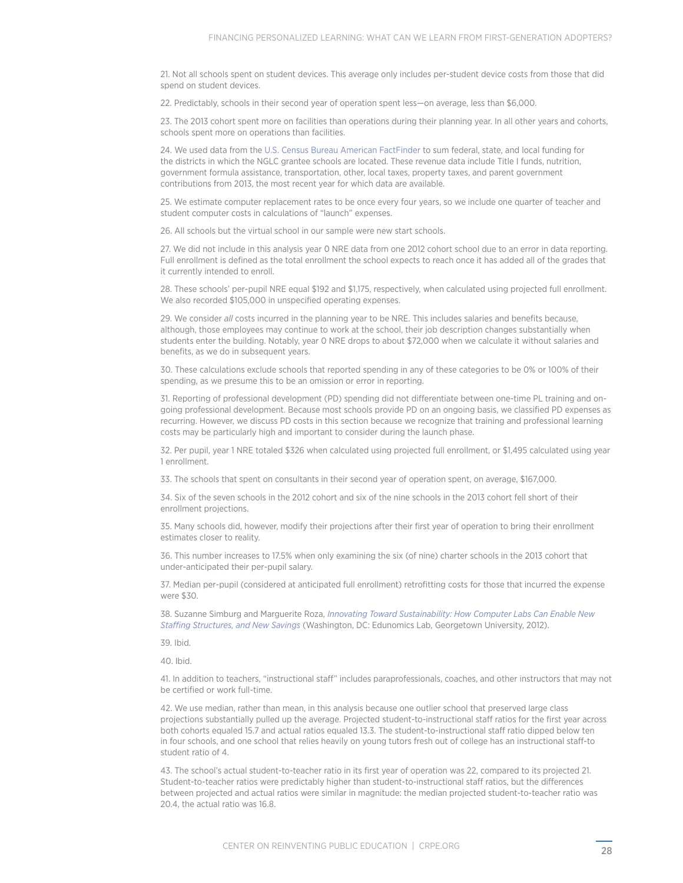21. Not all schools spent on student devices. This average only includes per-student device costs from those that did spend on student devices.

22. Predictably, schools in their second year of operation spent less—on average, less than $6,000.

23. The 2013 cohort spent more on facilities than operations during their planning year. In all other years and cohorts, schools spent more on operations than facilities.

24. We used data from the U.S. Census Bureau American FactFinder to sum federal, state, and local funding for the districts in which the NGLC grantee schools are located. These revenue data include Title I funds, nutrition, government formula assistance, transportation, other, local taxes, property taxes, and parent government contributions from 2013, the most recent year for which data are available.

25. We estimate computer replacement rates to be once every four years, so we include one quarter of teacher and student computer costs in calculations of "launch" expenses.

26. All schools but the virtual school in our sample were new start schools.

27. We did not include in this analysis year 0 NRE data from one 2012 cohort school due to an error in data reporting. Full enrollment is defined as the total enrollment the school expects to reach once it has added all of the grades that it currently intended to enroll.

28. These schools' per-pupil NRE equal $192 and $1,175, respectively, when calculated using projected full enrollment. We also recorded $105,000 in unspecified operating expenses.

29. We consider *all* costs incurred in the planning year to be NRE. This includes salaries and benefits because, although, those employees may continue to work at the school, their job description changes substantially when students enter the building. Notably, year 0 NRE drops to about $72,000 when we calculate it without salaries and benefits, as we do in subsequent years.

30. These calculations exclude schools that reported spending in any of these categories to be 0% or 100% of their spending, as we presume this to be an omission or error in reporting.

31. Reporting of professional development (PD) spending did not differentiate between one-time PL training and on-going professional development. Because most schools provide PD on an ongoing basis, we classified PD expenses as recurring. However, we discuss PD costs in this section because we recognize that training and professional learning costs may be particularly high and important to consider during the launch phase.

32. Per pupil, year 1 NRE totaled $326 when calculated using projected full enrollment, or $1,495 calculated using year 1 enrollment.

33. The schools that spent on consultants in their second year of operation spent, on average, $167,000.

34. Six of the seven schools in the 2012 cohort and six of the nine schools in the 2013 cohort fell short of their enrollment projections.

35. Many schools did, however, modify their projections after their first year of operation to bring their enrollment estimates closer to reality.

36. This number increases to 17.5% when only examining the six (of nine) charter schools in the 2013 cohort that under-anticipated their per-pupil salary.

37. Median per-pupil (considered at anticipated full enrollment) retrofitting costs for those that incurred the expense were $30.

38. Suzanne Simburg and Marguerite Roza, *Innovating Toward Sustainability: How Computer Labs Can Enable New Staffing Structures, and New Savings* (Washington, DC: Edunomics Lab, Georgetown University, 2012).

39. Ibid.

40. Ibid.

41. In addition to teachers, "instructional staff" includes paraprofessionals, coaches, and other instructors that may not be certified or work full-time.

42. We use median, rather than mean, in this analysis because one outlier school that preserved large class projections substantially pulled up the average. Projected student-to-instructional staff ratios for the first year across both cohorts equaled 15.7 and actual ratios equaled 13.3. The student-to-instructional staff ratio dipped below ten in four schools, and one school that relies heavily on young tutors fresh out of college has an instructional staff-to student ratio of 4.

43. The school's actual student-to-teacher ratio in its first year of operation was 22, compared to its projected 21. Student-to-teacher ratios were predictably higher than student-to-instructional staff ratios, but the differences between projected and actual ratios were similar in magnitude: the median projected student-to-teacher ratio was 20.4, the actual ratio was 16.8.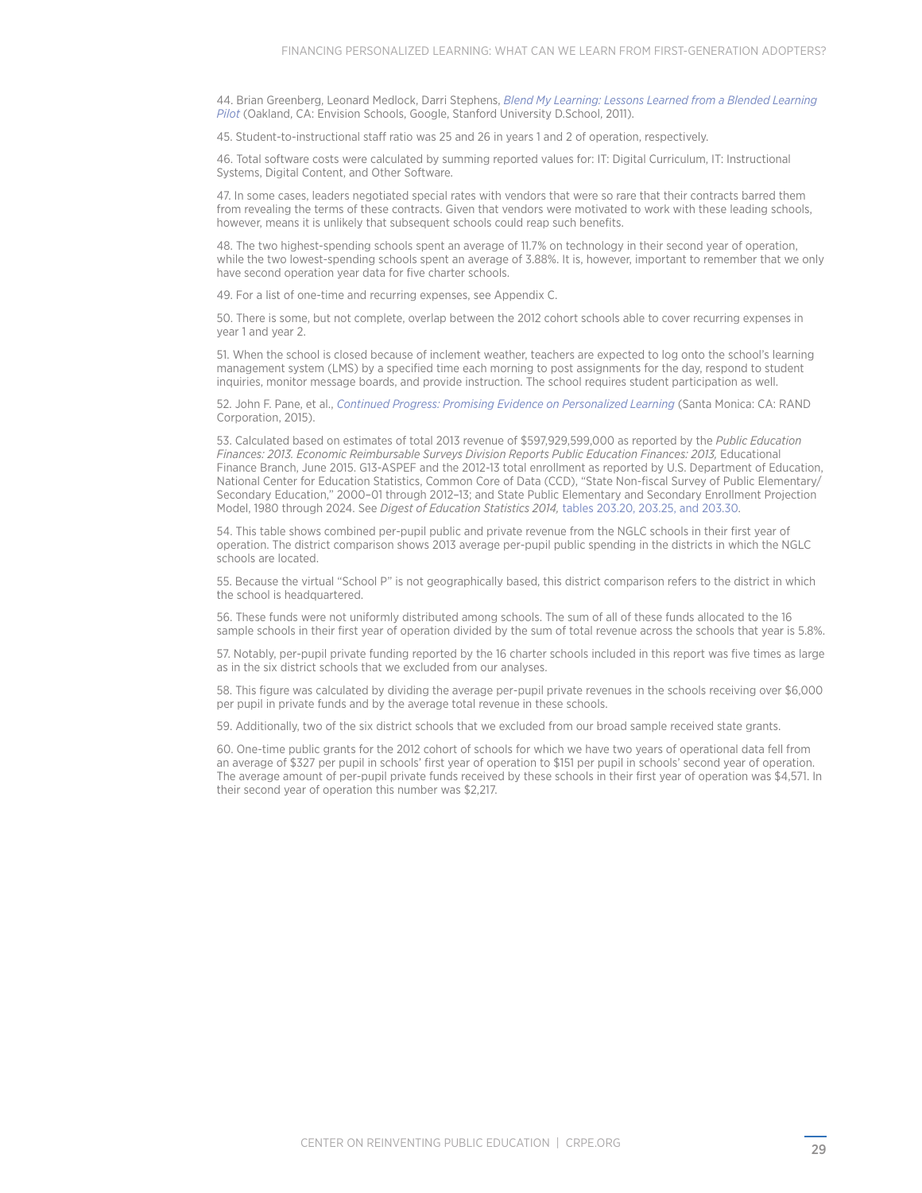44. Brian Greenberg, Leonard Medlock, Darri Stephens, *Blend My Learning: Lessons Learned from a Blended Learning Pilot* (Oakland, CA: Envision Schools, Google, Stanford University D.School, 2011).

45. Student-to-instructional staff ratio was 25 and 26 in years 1 and 2 of operation, respectively.

46. Total software costs were calculated by summing reported values for: IT: Digital Curriculum, IT: Instructional Systems, Digital Content, and Other Software.

47. In some cases, leaders negotiated special rates with vendors that were so rare that their contracts barred them from revealing the terms of these contracts. Given that vendors were motivated to work with these leading schools, however, means it is unlikely that subsequent schools could reap such benefits.

48. The two highest-spending schools spent an average of 11.7% on technology in their second year of operation, while the two lowest-spending schools spent an average of 3.88%. It is, however, important to remember that we only have second operation year data for five charter schools.

49. For a list of one-time and recurring expenses, see Appendix C.

50. There is some, but not complete, overlap between the 2012 cohort schools able to cover recurring expenses in year 1 and year 2.

51. When the school is closed because of inclement weather, teachers are expected to log onto the school's learning management system (LMS) by a specified time each morning to post assignments for the day, respond to student inquiries, monitor message boards, and provide instruction. The school requires student participation as well.

52. John F. Pane, et al., *Continued Progress: Promising Evidence on Personalized Learning* (Santa Monica: CA: RAND Corporation, 2015).

53. Calculated based on estimates of total 2013 revenue of $597,929,599,000 as reported by the *Public Education Finances: 2013. Economic Reimbursable Surveys Division Reports Public Education Finances: 2013,* Educational Finance Branch, June 2015. G13-ASPEF and the 2012-13 total enrollment as reported by U.S. Department of Education, National Center for Education Statistics, Common Core of Data (CCD), "State Non-fiscal Survey of Public Elementary/Secondary Education," 2000–01 through 2012–13; and State Public Elementary and Secondary Enrollment Projection Model, 1980 through 2024. See *Digest of Education Statistics 2014,* tables 203.20, 203.25, and 203.30.

54. This table shows combined per-pupil public and private revenue from the NGLC schools in their first year of operation. The district comparison shows 2013 average per-pupil public spending in the districts in which the NGLC schools are located.

55. Because the virtual "School P" is not geographically based, this district comparison refers to the district in which the school is headquartered.

56. These funds were not uniformly distributed among schools. The sum of all of these funds allocated to the 16 sample schools in their first year of operation divided by the sum of total revenue across the schools that year is 5.8%.

57. Notably, per-pupil private funding reported by the 16 charter schools included in this report was five times as large as in the six district schools that we excluded from our analyses.

58. This figure was calculated by dividing the average per-pupil private revenues in the schools receiving over $6,000 per pupil in private funds and by the average total revenue in these schools.

59. Additionally, two of the six district schools that we excluded from our broad sample received state grants.

60. One-time public grants for the 2012 cohort of schools for which we have two years of operational data fell from an average of $327 per pupil in schools' first year of operation to $151 per pupil in schools' second year of operation. The average amount of per-pupil private funds received by these schools in their first year of operation was $4,571. In their second year of operation this number was $2,217.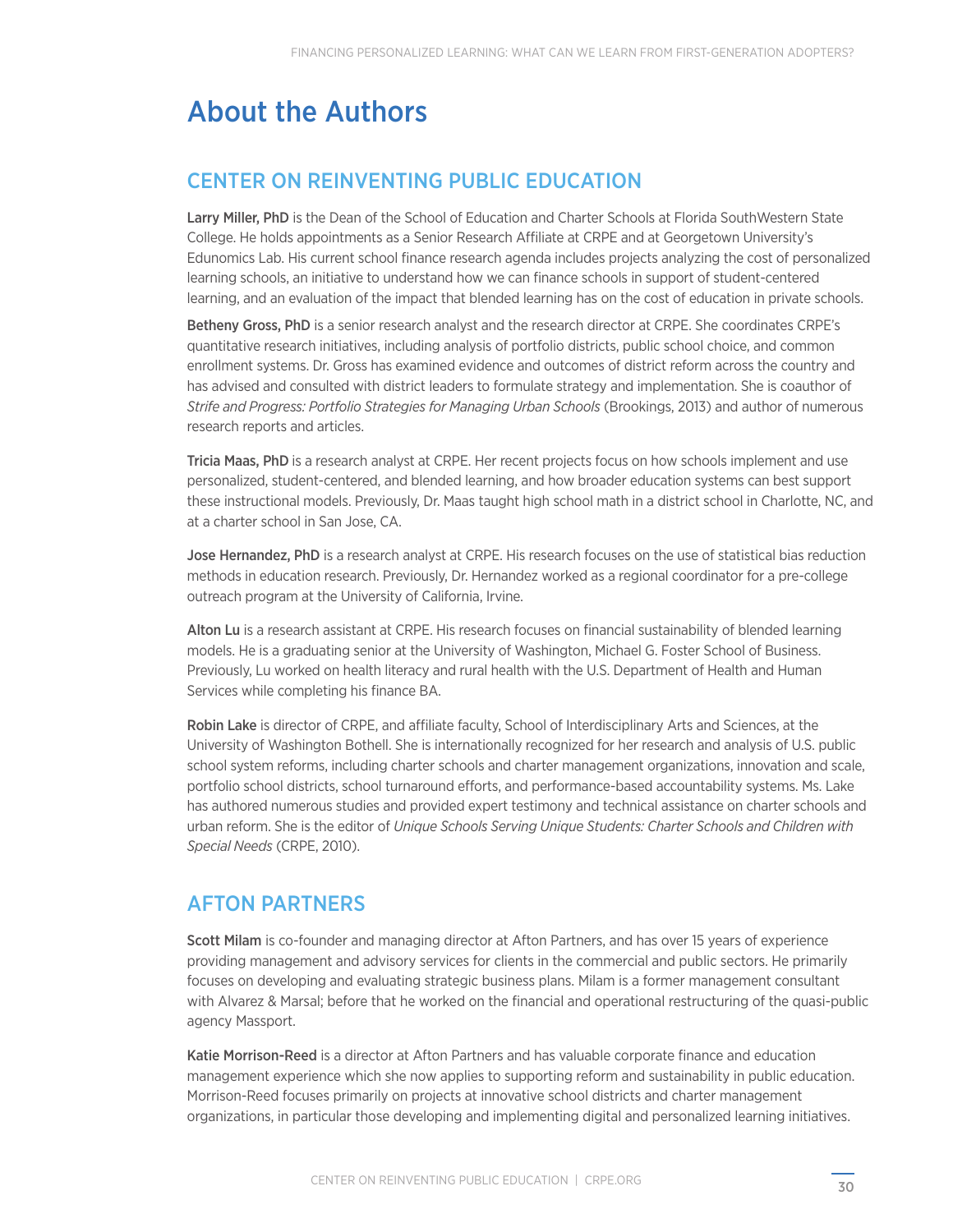# About the Authors

## CENTER ON REINVENTING PUBLIC EDUCATION

**Larry Miller, PhD** is the Dean of the School of Education and Charter Schools at Florida SouthWestern State College. He holds appointments as a Senior Research Affiliate at CRPE and at Georgetown University's Edunomics Lab. His current school finance research agenda includes projects analyzing the cost of personalized learning schools, an initiative to understand how we can finance schools in support of student-centered learning, and an evaluation of the impact that blended learning has on the cost of education in private schools.

**Betheny Gross, PhD** is a senior research analyst and the research director at CRPE. She coordinates CRPE's quantitative research initiatives, including analysis of portfolio districts, public school choice, and common enrollment systems. Dr. Gross has examined evidence and outcomes of district reform across the country and has advised and consulted with district leaders to formulate strategy and implementation. She is coauthor of *Strife and Progress: Portfolio Strategies for Managing Urban Schools* (Brookings, 2013) and author of numerous research reports and articles.

**Tricia Maas, PhD** is a research analyst at CRPE. Her recent projects focus on how schools implement and use personalized, student-centered, and blended learning, and how broader education systems can best support these instructional models. Previously, Dr. Maas taught high school math in a district school in Charlotte, NC, and at a charter school in San Jose, CA.

**Jose Hernandez, PhD** is a research analyst at CRPE. His research focuses on the use of statistical bias reduction methods in education research. Previously, Dr. Hernandez worked as a regional coordinator for a pre-college outreach program at the University of California, Irvine.

**Alton Lu** is a research assistant at CRPE. His research focuses on financial sustainability of blended learning models. He is a graduating senior at the University of Washington, Michael G. Foster School of Business. Previously, Lu worked on health literacy and rural health with the U.S. Department of Health and Human Services while completing his finance BA.

**Robin Lake** is director of CRPE, and affiliate faculty, School of Interdisciplinary Arts and Sciences, at the University of Washington Bothell. She is internationally recognized for her research and analysis of U.S. public school system reforms, including charter schools and charter management organizations, innovation and scale, portfolio school districts, school turnaround efforts, and performance-based accountability systems. Ms. Lake has authored numerous studies and provided expert testimony and technical assistance on charter schools and urban reform. She is the editor of *Unique Schools Serving Unique Students: Charter Schools and Children with Special Needs* (CRPE, 2010).

## AFTON PARTNERS

**Scott Milam** is co-founder and managing director at Afton Partners, and has over 15 years of experience providing management and advisory services for clients in the commercial and public sectors. He primarily focuses on developing and evaluating strategic business plans. Milam is a former management consultant with Alvarez & Marsal; before that he worked on the financial and operational restructuring of the quasi-public agency Massport.

**Katie Morrison-Reed** is a director at Afton Partners and has valuable corporate finance and education management experience which she now applies to supporting reform and sustainability in public education. Morrison-Reed focuses primarily on projects at innovative school districts and charter management organizations, in particular those developing and implementing digital and personalized learning initiatives.